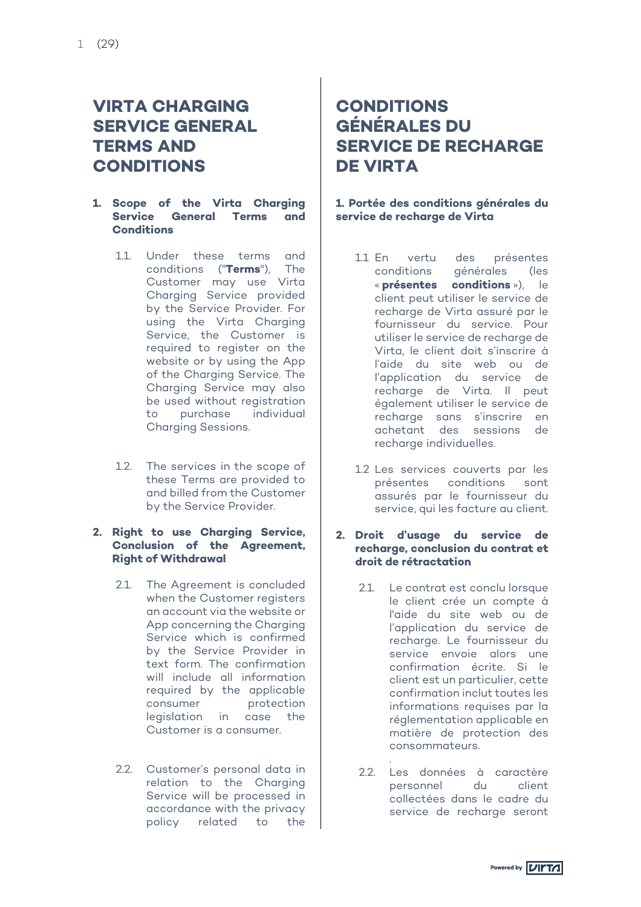# VIRTA CHARGING SERVICE GENERAL TERMS AND CONDITIONS

## 1. Scope of the Virta Charging Service General Terms and Conditions

1.1. Under these terms and conditions ("**Terms**"), The Customer may use Virta Charging Service provided by the Service Provider. For using the Virta Charging Service, the Customer is required to register on the website or by using the App of the Charging Service. The Charging Service may also be used without registration to purchase individual Charging Sessions.

1.2. The services in the scope of these Terms are provided to and billed from the Customer by the Service Provider.

## 2. Right to use Charging Service, Conclusion of the Agreement, Right of Withdrawal

2.1. The Agreement is concluded when the Customer registers an account via the website or App concerning the Charging Service which is confirmed by the Service Provider in text form. The confirmation will include all information required by the applicable consumer protection legislation in case the Customer is a consumer.

2.2. Customer's personal data in relation to the Charging Service will be processed in accordance with the privacy policy related to the

# CONDITIONS GÉNÉRALES DU SERVICE DE RECHARGE DE VIRTA

## 1. Portée des conditions générales du service de recharge de Virta

1.1 En vertu des présentes conditions générales (les « **présentes conditions** »), le client peut utiliser le service de recharge de Virta assuré par le fournisseur du service. Pour utiliser le service de recharge de Virta, le client doit s'inscrire à l'aide du site web ou de l'application du service de recharge de Virta. Il peut également utiliser le service de recharge sans s'inscrire en achetant des sessions de recharge individuelles.

1.2 Les services couverts par les présentes conditions sont assurés par le fournisseur du service, qui les facture au client.

## 2. Droit d'usage du service de recharge, conclusion du contrat et droit de rétractation

2.1. Le contrat est conclu lorsque le client crée un compte à l'aide du site web ou de l'application du service de recharge. Le fournisseur du service envoie alors une confirmation écrite. Si le client est un particulier, cette confirmation inclut toutes les informations requises par la réglementation applicable en matière de protection des consommateurs.

2.2. Les données à caractère personnel du client collectées dans le cadre du service de recharge seront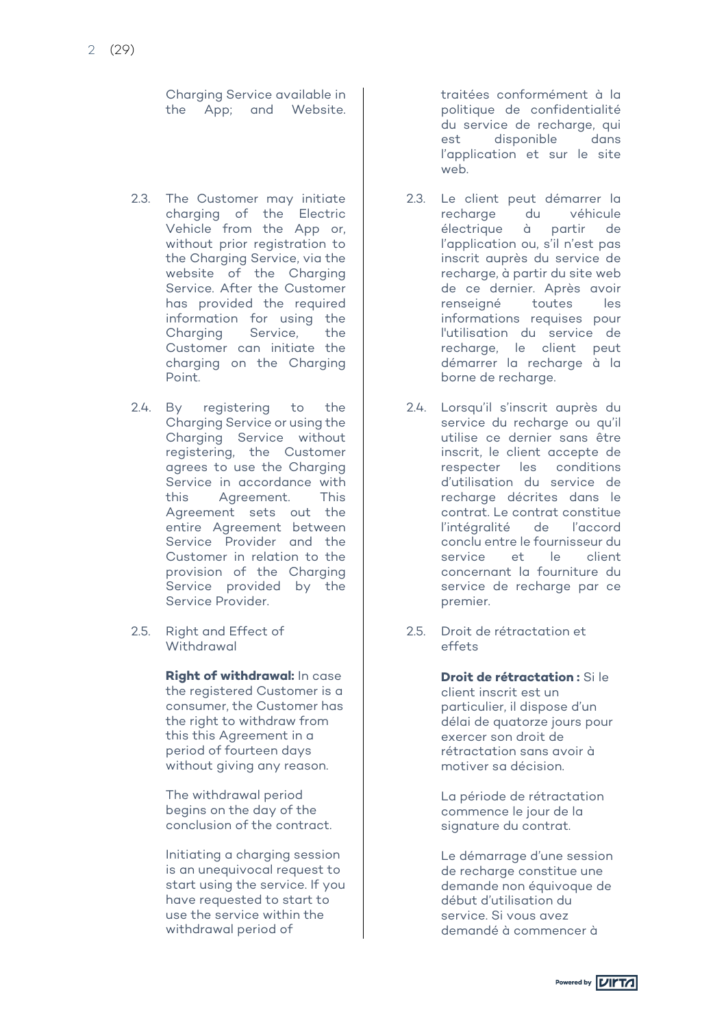Charging Service available in the App; and Website.

2.3. The Customer may initiate charging of the Electric Vehicle from the App or, without prior registration to the Charging Service, via the website of the Charging Service. After the Customer has provided the required information for using the Charging Service, the Customer can initiate the charging on the Charging Point.

2.4. By registering to the Charging Service or using the Charging Service without registering, the Customer agrees to use the Charging Service in accordance with this Agreement. This Agreement sets out the entire Agreement between Service Provider and the Customer in relation to the provision of the Charging Service provided by the Service Provider.

2.5. Right and Effect of Withdrawal

**Right of withdrawal:** In case the registered Customer is a consumer, the Customer has the right to withdraw from this this Agreement in a period of fourteen days without giving any reason.

The withdrawal period begins on the day of the conclusion of the contract.

Initiating a charging session is an unequivocal request to start using the service. If you have requested to start to use the service within the withdrawal period of

traitées conformément à la politique de confidentialité du service de recharge, qui est disponible dans l'application et sur le site web.

2.3. Le client peut démarrer la recharge du véhicule électrique à partir de l'application ou, s'il n'est pas inscrit auprès du service de recharge, à partir du site web de ce dernier. Après avoir renseigné toutes les informations requises pour l'utilisation du service de recharge, le client peut démarrer la recharge à la borne de recharge.

2.4. Lorsqu'il s'inscrit auprès du service du recharge ou qu'il utilise ce dernier sans être inscrit, le client accepte de respecter les conditions d'utilisation du service de recharge décrites dans le contrat. Le contrat constitue l'intégralité de l'accord conclu entre le fournisseur du service et le client concernant la fourniture du service de recharge par ce premier.

2.5. Droit de rétractation et effets

**Droit de rétractation :** Si le client inscrit est un particulier, il dispose d'un délai de quatorze jours pour exercer son droit de rétractation sans avoir à motiver sa décision.

La période de rétractation commence le jour de la signature du contrat.

Le démarrage d'une session de recharge constitue une demande non équivoque de début d'utilisation du service. Si vous avez demandé à commencer à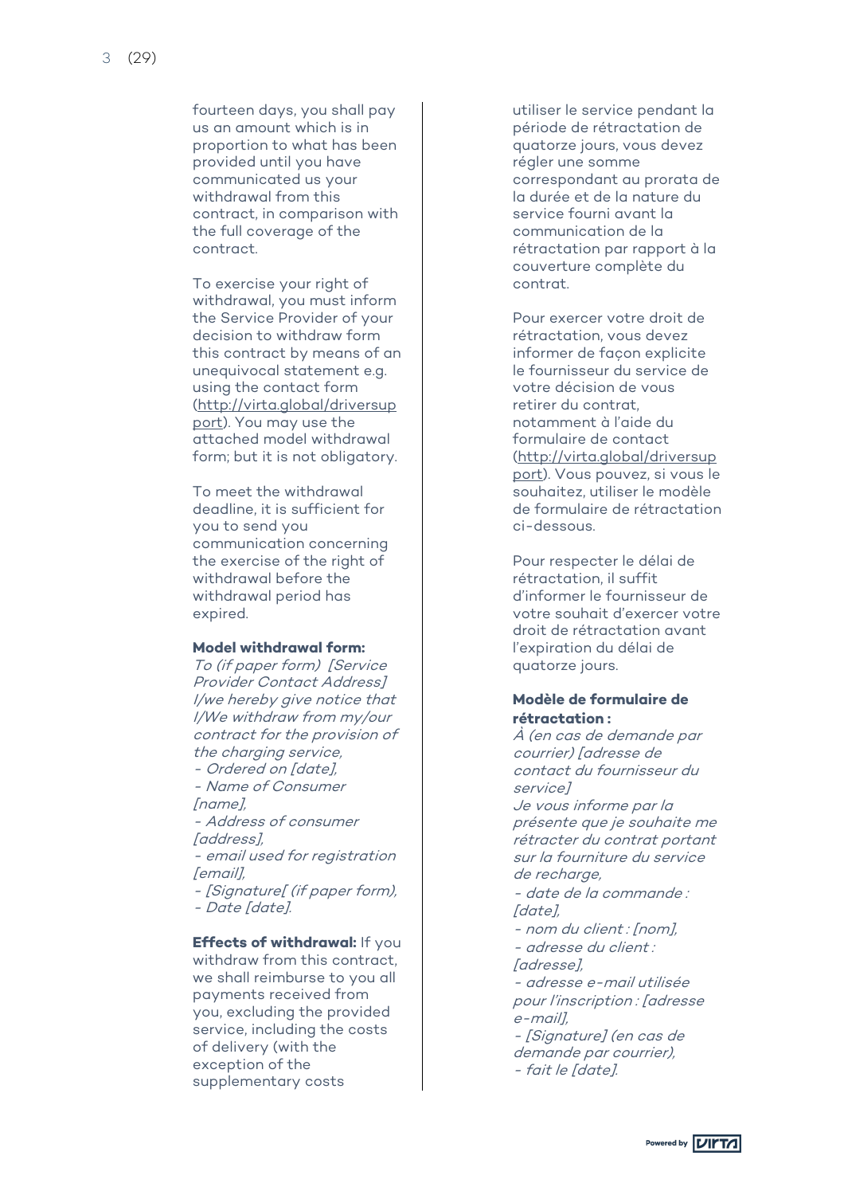fourteen days, you shall pay us an amount which is in proportion to what has been provided until you have communicated us your withdrawal from this contract, in comparison with the full coverage of the contract.

To exercise your right of withdrawal, you must inform the Service Provider of your decision to withdraw form this contract by means of an unequivocal statement e.g. using the contact form (http://virta.global/driversupport). You may use the attached model withdrawal form; but it is not obligatory.

To meet the withdrawal deadline, it is sufficient for you to send you communication concerning the exercise of the right of withdrawal before the withdrawal period has expired.

**Model withdrawal form:**
*To (if paper form) [Service Provider Contact Address]*
*I/we hereby give notice that I/We withdraw from my/our contract for the provision of the charging service,*
*- Ordered on [date],*
*- Name of Consumer [name],*
*- Address of consumer [address],*
*- email used for registration [email],*
*- [Signature[ (if paper form),*
*- Date [date].*

**Effects of withdrawal:** If you withdraw from this contract, we shall reimburse to you all payments received from you, excluding the provided service, including the costs of delivery (with the exception of the supplementary costs

utiliser le service pendant la période de rétractation de quatorze jours, vous devez régler une somme correspondant au prorata de la durée et de la nature du service fourni avant la communication de la rétractation par rapport à la couverture complète du contrat.

Pour exercer votre droit de rétractation, vous devez informer de façon explicite le fournisseur du service de votre décision de vous retirer du contrat, notamment à l'aide du formulaire de contact (http://virta.global/driversupport). Vous pouvez, si vous le souhaitez, utiliser le modèle de formulaire de rétractation ci-dessous.

Pour respecter le délai de rétractation, il suffit d'informer le fournisseur de votre souhait d'exercer votre droit de rétractation avant l'expiration du délai de quatorze jours.

**Modèle de formulaire de rétractation :**
*À (en cas de demande par courrier) [adresse de contact du fournisseur du service]*
*Je vous informe par la présente que je souhaite me rétracter du contrat portant sur la fourniture du service de recharge,*
*- date de la commande : [date],*
*- nom du client : [nom],*
*- adresse du client : [adresse],*
*- adresse e-mail utilisée pour l'inscription : [adresse e-mail],*
*- [Signature] (en cas de demande par courrier),*
*- fait le [date].*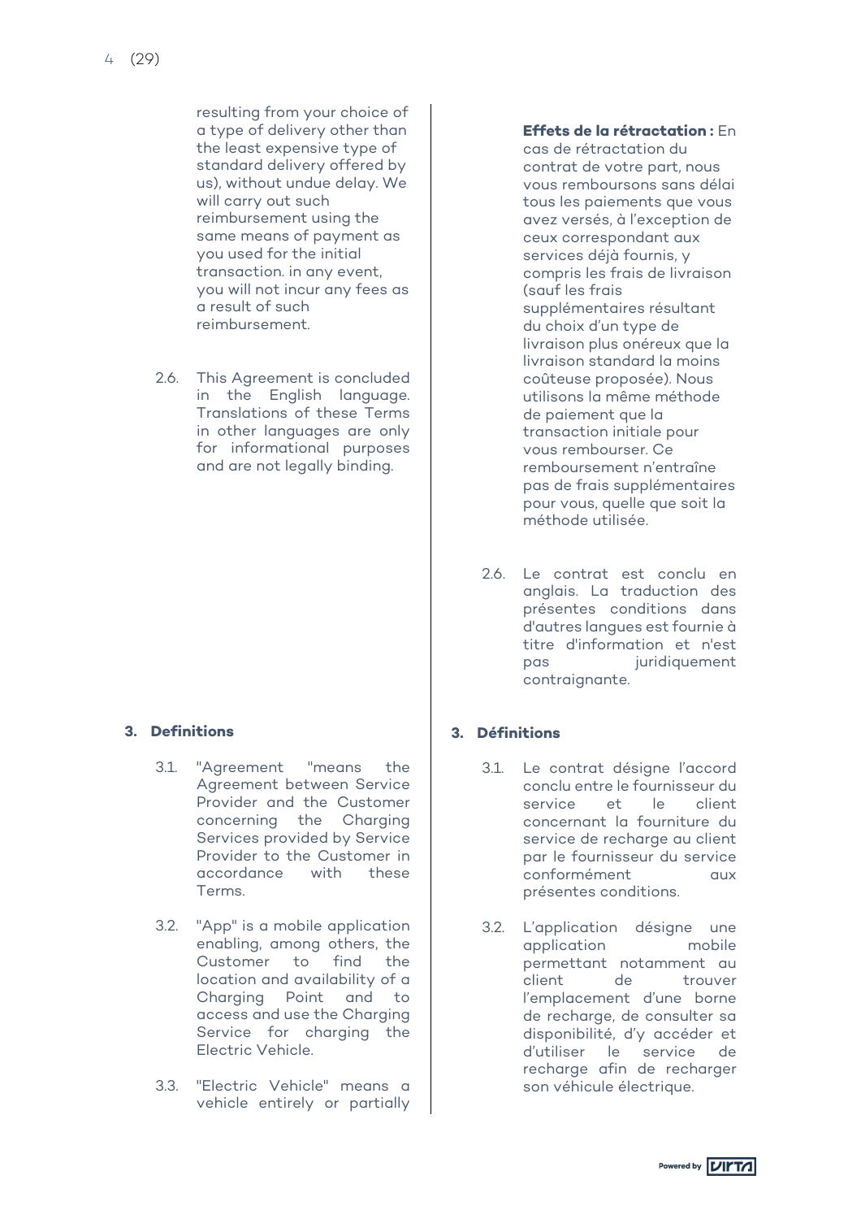resulting from your choice of a type of delivery other than the least expensive type of standard delivery offered by us), without undue delay. We will carry out such reimbursement using the same means of payment as you used for the initial transaction. in any event, you will not incur any fees as a result of such reimbursement.

2.6. This Agreement is concluded in the English language. Translations of these Terms in other languages are only for informational purposes and are not legally binding.

**Effets de la rétractation :** En cas de rétractation du contrat de votre part, nous vous remboursons sans délai tous les paiements que vous avez versés, à l'exception de ceux correspondant aux services déjà fournis, y compris les frais de livraison (sauf les frais supplémentaires résultant du choix d'un type de livraison plus onéreux que la livraison standard la moins coûteuse proposée). Nous utilisons la même méthode de paiement que la transaction initiale pour vous rembourser. Ce remboursement n'entraîne pas de frais supplémentaires pour vous, quelle que soit la méthode utilisée.

2.6. Le contrat est conclu en anglais. La traduction des présentes conditions dans d'autres langues est fournie à titre d'information et n'est pas juridiquement contraignante.

## 3. Definitions

3.1. "Agreement "means the Agreement between Service Provider and the Customer concerning the Charging Services provided by Service Provider to the Customer in accordance with these Terms.

3.2. "App" is a mobile application enabling, among others, the Customer to find the location and availability of a Charging Point and to access and use the Charging Service for charging the Electric Vehicle.

3.3. "Electric Vehicle" means a vehicle entirely or partially

## 3. Définitions

3.1. Le contrat désigne l'accord conclu entre le fournisseur du service et le client concernant la fourniture du service de recharge au client par le fournisseur du service conformément aux présentes conditions.

3.2. L'application désigne une application mobile permettant notamment au client de trouver l'emplacement d'une borne de recharge, de consulter sa disponibilité, d'y accéder et d'utiliser le service de recharge afin de recharger son véhicule électrique.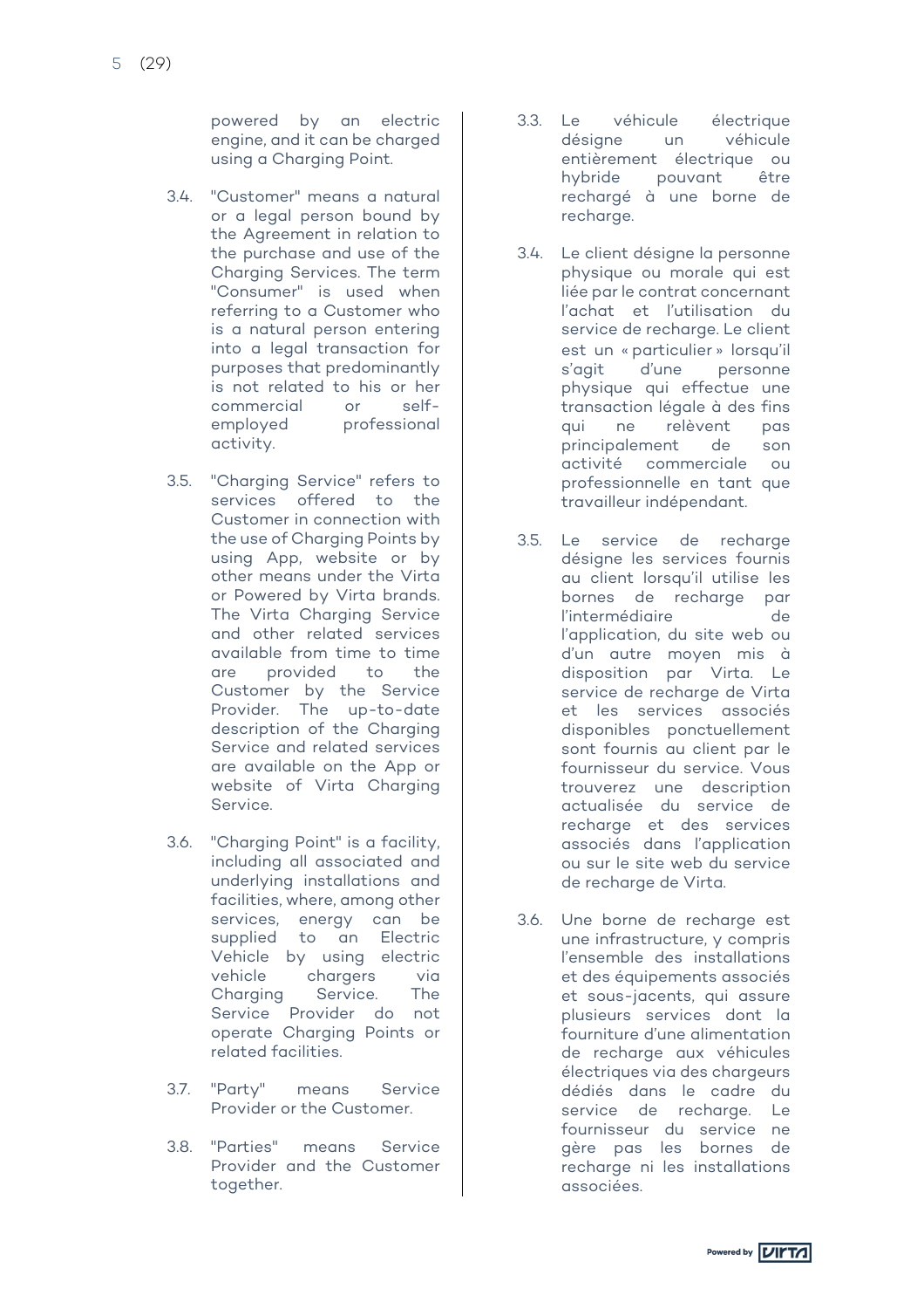powered by an electric engine, and it can be charged using a Charging Point.

3.4. "Customer" means a natural or a legal person bound by the Agreement in relation to the purchase and use of the Charging Services. The term "Consumer" is used when referring to a Customer who is a natural person entering into a legal transaction for purposes that predominantly is not related to his or her commercial or self-employed professional activity.

3.5. "Charging Service" refers to services offered to the Customer in connection with the use of Charging Points by using App, website or by other means under the Virta or Powered by Virta brands. The Virta Charging Service and other related services available from time to time are provided to the Customer by the Service Provider. The up-to-date description of the Charging Service and related services are available on the App or website of Virta Charging Service.

3.6. "Charging Point" is a facility, including all associated and underlying installations and facilities, where, among other services, energy can be supplied to an Electric Vehicle by using electric vehicle chargers via Charging Service. The Service Provider do not operate Charging Points or related facilities.

3.7. "Party" means Service Provider or the Customer.

3.8. "Parties" means Service Provider and the Customer together.

3.3. Le véhicule électrique désigne un véhicule entièrement électrique ou hybride pouvant être rechargé à une borne de recharge.

3.4. Le client désigne la personne physique ou morale qui est liée par le contrat concernant l'achat et l'utilisation du service de recharge. Le client est un « particulier » lorsqu'il s'agit d'une personne physique qui effectue une transaction légale à des fins qui ne relèvent pas principalement de son activité commerciale ou professionnelle en tant que travailleur indépendant.

3.5. Le service de recharge désigne les services fournis au client lorsqu'il utilise les bornes de recharge par l'intermédiaire de l'application, du site web ou d'un autre moyen mis à disposition par Virta. Le service de recharge de Virta et les services associés disponibles ponctuellement sont fournis au client par le fournisseur du service. Vous trouverez une description actualisée du service de recharge et des services associés dans l'application ou sur le site web du service de recharge de Virta.

3.6. Une borne de recharge est une infrastructure, y compris l'ensemble des installations et des équipements associés et sous-jacents, qui assure plusieurs services dont la fourniture d'une alimentation de recharge aux véhicules électriques via des chargeurs dédiés dans le cadre du service de recharge. Le fournisseur du service ne gère pas les bornes de recharge ni les installations associées.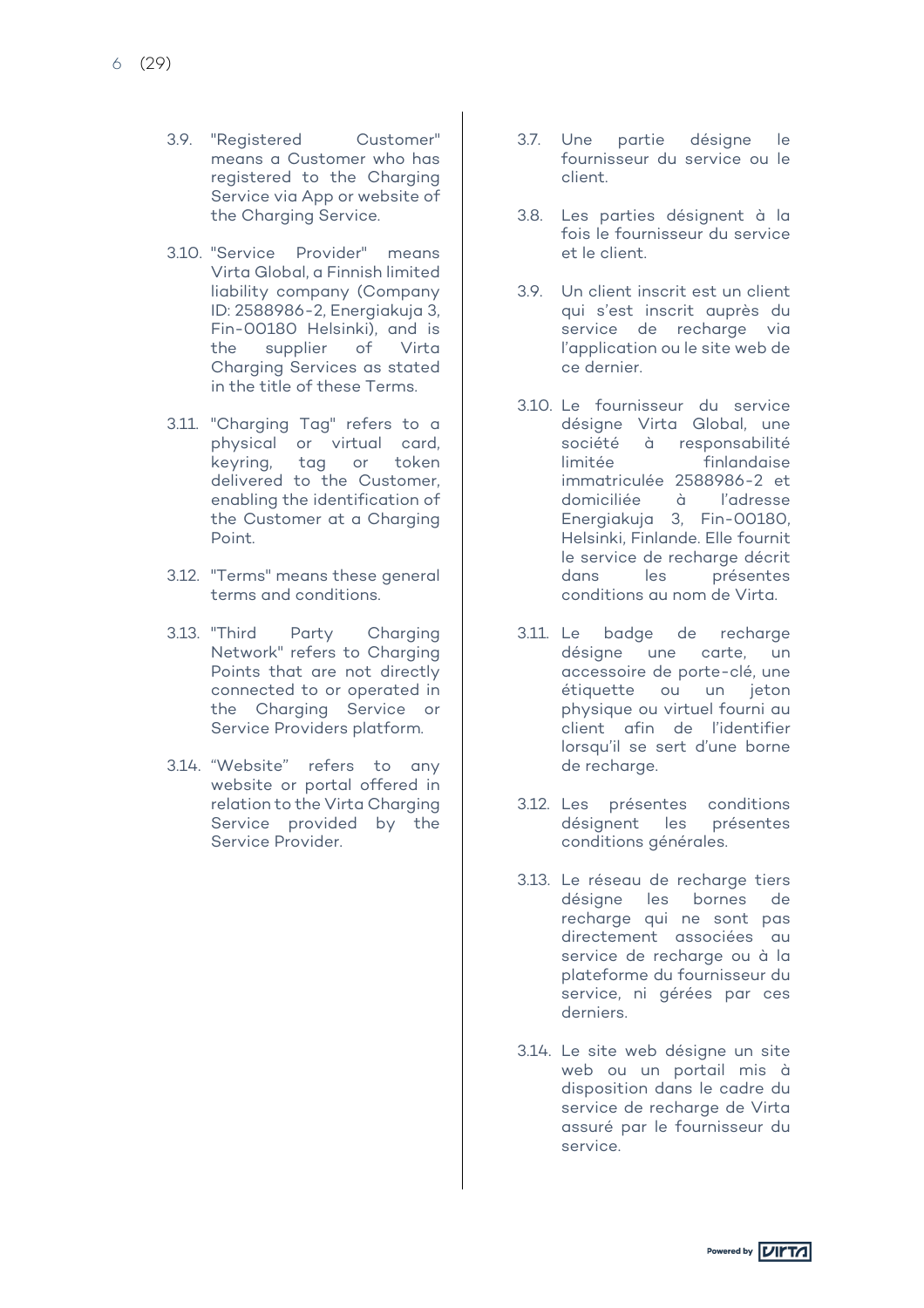3.9. "Registered Customer" means a Customer who has registered to the Charging Service via App or website of the Charging Service.

3.10. "Service Provider" means Virta Global, a Finnish limited liability company (Company ID: 2588986-2, Energiakuja 3, Fin-00180 Helsinki), and is the supplier of Virta Charging Services as stated in the title of these Terms.

3.11. "Charging Tag" refers to a physical or virtual card, keyring, tag or token delivered to the Customer, enabling the identification of the Customer at a Charging Point.

3.12. "Terms" means these general terms and conditions.

3.13. "Third Party Charging Network" refers to Charging Points that are not directly connected to or operated in the Charging Service or Service Providers platform.

3.14. “Website” refers to any website or portal offered in relation to the Virta Charging Service provided by the Service Provider.

3.7. Une partie désigne le fournisseur du service ou le client.

3.8. Les parties désignent à la fois le fournisseur du service et le client.

3.9. Un client inscrit est un client qui s’est inscrit auprès du service de recharge via l’application ou le site web de ce dernier.

3.10. Le fournisseur du service désigne Virta Global, une société à responsabilité limitée finlandaise immatriculée 2588986-2 et domiciliée à l’adresse Energiakuja 3, Fin-00180, Helsinki, Finlande. Elle fournit le service de recharge décrit dans les présentes conditions au nom de Virta.

3.11. Le badge de recharge désigne une carte, un accessoire de porte-clé, une étiquette ou un jeton physique ou virtuel fourni au client afin de l’identifier lorsqu’il se sert d’une borne de recharge.

3.12. Les présentes conditions désignent les présentes conditions générales.

3.13. Le réseau de recharge tiers désigne les bornes de recharge qui ne sont pas directement associées au service de recharge ou à la plateforme du fournisseur du service, ni gérées par ces derniers.

3.14. Le site web désigne un site web ou un portail mis à disposition dans le cadre du service de recharge de Virta assuré par le fournisseur du service.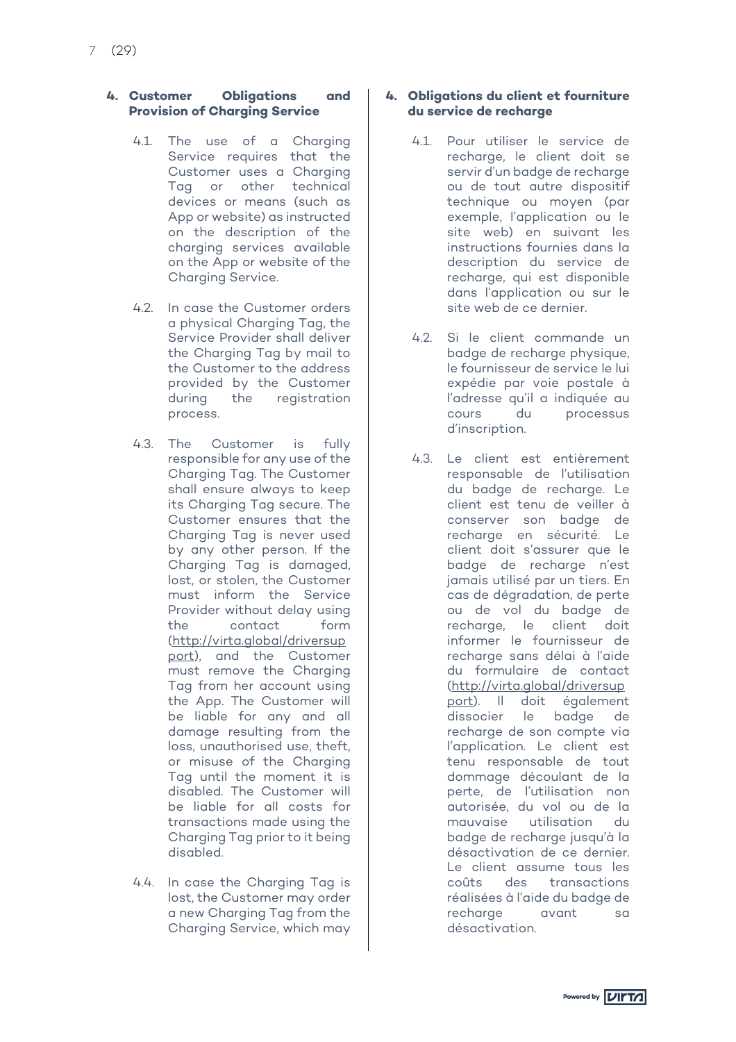## 4. Customer Obligations and Provision of Charging Service

4.1. The use of a Charging Service requires that the Customer uses a Charging Tag or other technical devices or means (such as App or website) as instructed on the description of the charging services available on the App or website of the Charging Service.

4.2. In case the Customer orders a physical Charging Tag, the Service Provider shall deliver the Charging Tag by mail to the Customer to the address provided by the Customer during the registration process.

4.3. The Customer is fully responsible for any use of the Charging Tag. The Customer shall ensure always to keep its Charging Tag secure. The Customer ensures that the Charging Tag is never used by any other person. If the Charging Tag is damaged, lost, or stolen, the Customer must inform the Service Provider without delay using the contact form (http://virta.global/driversupport), and the Customer must remove the Charging Tag from her account using the App. The Customer will be liable for any and all damage resulting from the loss, unauthorised use, theft, or misuse of the Charging Tag until the moment it is disabled. The Customer will be liable for all costs for transactions made using the Charging Tag prior to it being disabled.

4.4. In case the Charging Tag is lost, the Customer may order a new Charging Tag from the Charging Service, which may

## 4. Obligations du client et fourniture du service de recharge

4.1. Pour utiliser le service de recharge, le client doit se servir d'un badge de recharge ou de tout autre dispositif technique ou moyen (par exemple, l'application ou le site web) en suivant les instructions fournies dans la description du service de recharge, qui est disponible dans l'application ou sur le site web de ce dernier.

4.2. Si le client commande un badge de recharge physique, le fournisseur de service le lui expédie par voie postale à l'adresse qu'il a indiquée au cours du processus d'inscription.

4.3. Le client est entièrement responsable de l'utilisation du badge de recharge. Le client est tenu de veiller à conserver son badge de recharge en sécurité. Le client doit s'assurer que le badge de recharge n'est jamais utilisé par un tiers. En cas de dégradation, de perte ou de vol du badge de recharge, le client doit informer le fournisseur de recharge sans délai à l'aide du formulaire de contact (http://virta.global/driversupport). Il doit également dissocier le badge de recharge de son compte via l'application. Le client est tenu responsable de tout dommage découlant de la perte, de l'utilisation non autorisée, du vol ou de la mauvaise utilisation du badge de recharge jusqu'à la désactivation de ce dernier. Le client assume tous les coûts des transactions réalisées à l'aide du badge de recharge avant sa désactivation.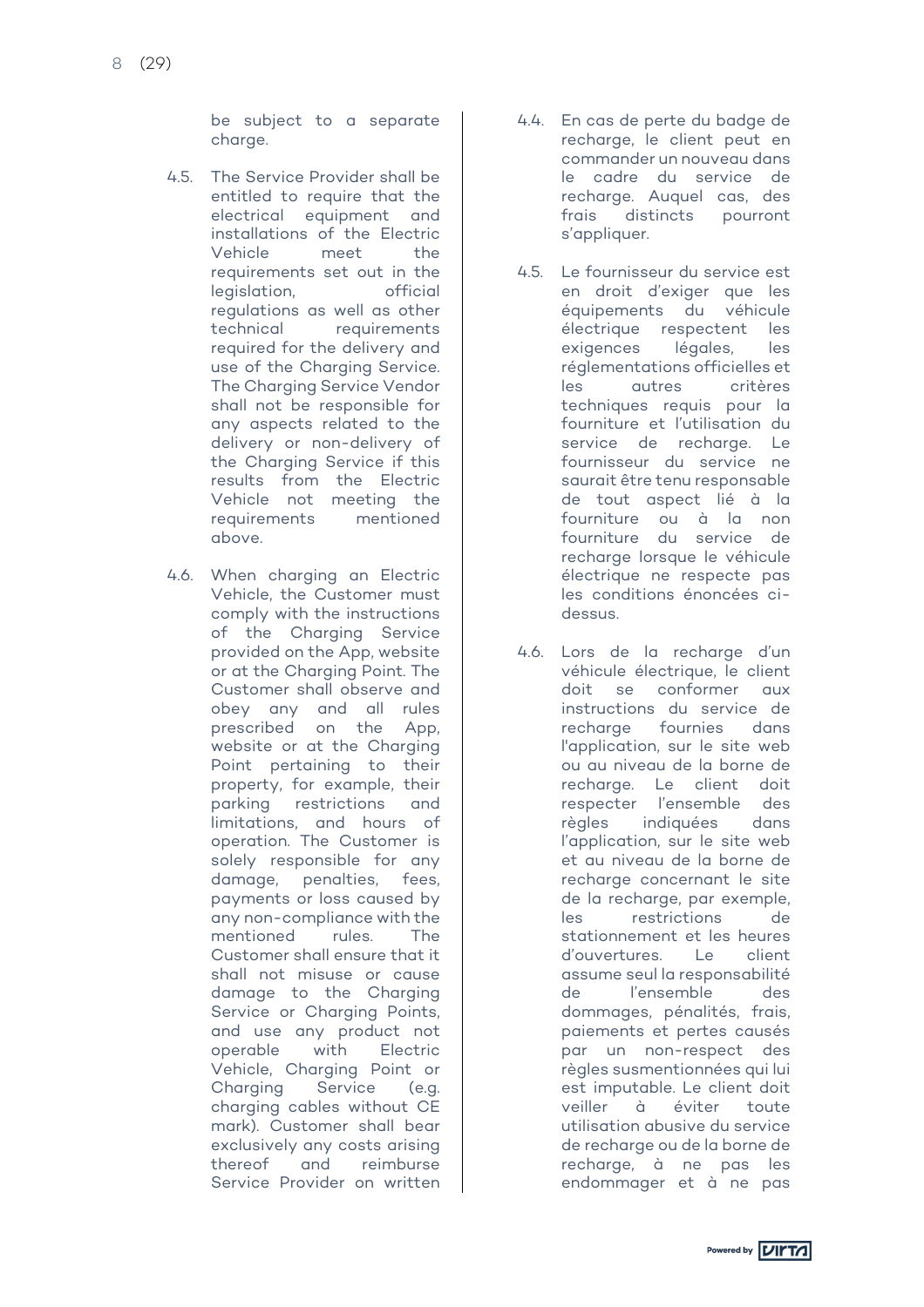be subject to a separate charge.

4.5. The Service Provider shall be entitled to require that the electrical equipment and installations of the Electric Vehicle meet the requirements set out in the legislation, official regulations as well as other technical requirements required for the delivery and use of the Charging Service. The Charging Service Vendor shall not be responsible for any aspects related to the delivery or non-delivery of the Charging Service if this results from the Electric Vehicle not meeting the requirements mentioned above.

4.6. When charging an Electric Vehicle, the Customer must comply with the instructions of the Charging Service provided on the App, website or at the Charging Point. The Customer shall observe and obey any and all rules prescribed on the App, website or at the Charging Point pertaining to their property, for example, their parking restrictions and limitations, and hours of operation. The Customer is solely responsible for any damage, penalties, fees, payments or loss caused by any non-compliance with the mentioned rules. The Customer shall ensure that it shall not misuse or cause damage to the Charging Service or Charging Points, and use any product not operable with Electric Vehicle, Charging Point or Charging Service (e.g. charging cables without CE mark). Customer shall bear exclusively any costs arising thereof and reimburse Service Provider on written

4.4. En cas de perte du badge de recharge, le client peut en commander un nouveau dans le cadre du service de recharge. Auquel cas, des frais distincts pourront s'appliquer.

4.5. Le fournisseur du service est en droit d'exiger que les équipements du véhicule électrique respectent les exigences légales, les réglementations officielles et les autres critères techniques requis pour la fourniture et l'utilisation du service de recharge. Le fournisseur du service ne saurait être tenu responsable de tout aspect lié à la fourniture ou à la non fourniture du service de recharge lorsque le véhicule électrique ne respecte pas les conditions énoncées ci-dessus.

4.6. Lors de la recharge d'un véhicule électrique, le client doit se conformer aux instructions du service de recharge fournies dans l'application, sur le site web ou au niveau de la borne de recharge. Le client doit respecter l'ensemble des règles indiquées dans l'application, sur le site web et au niveau de la borne de recharge concernant le site de la recharge, par exemple, les restrictions de stationnement et les heures d'ouvertures. Le client assume seul la responsabilité de l'ensemble des dommages, pénalités, frais, paiements et pertes causés par un non-respect des règles susmentionnées qui lui est imputable. Le client doit veiller à éviter toute utilisation abusive du service de recharge ou de la borne de recharge, à ne pas les endommager et à ne pas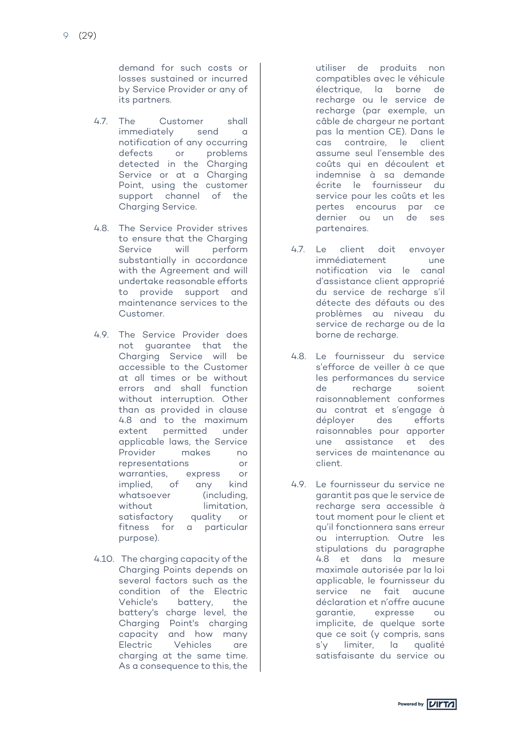demand for such costs or losses sustained or incurred by Service Provider or any of its partners.

4.7. The Customer shall immediately send a notification of any occurring defects or problems detected in the Charging Service or at a Charging Point, using the customer support channel of the Charging Service.

4.8. The Service Provider strives to ensure that the Charging Service will perform substantially in accordance with the Agreement and will undertake reasonable efforts to provide support and maintenance services to the Customer.

4.9. The Service Provider does not guarantee that the Charging Service will be accessible to the Customer at all times or be without errors and shall function without interruption. Other than as provided in clause 4.8 and to the maximum extent permitted under applicable laws, the Service Provider makes no representations or warranties, express or implied, of any kind whatsoever (including, without limitation, satisfactory quality or fitness for a particular purpose).

4.10. The charging capacity of the Charging Points depends on several factors such as the condition of the Electric Vehicle's battery, the battery's charge level, the Charging Point's charging capacity and how many Electric Vehicles are charging at the same time. As a consequence to this, the

utiliser de produits non compatibles avec le véhicule électrique, la borne de recharge ou le service de recharge (par exemple, un câble de chargeur ne portant pas la mention CE). Dans le cas contraire, le client assume seul l'ensemble des coûts qui en découlent et indemnise à sa demande écrite le fournisseur du service pour les coûts et les pertes encourus par ce dernier ou un de ses partenaires.

4.7. Le client doit envoyer immédiatement une notification via le canal d'assistance client approprié du service de recharge s'il détecte des défauts ou des problèmes au niveau du service de recharge ou de la borne de recharge.

4.8. Le fournisseur du service s'efforce de veiller à ce que les performances du service de recharge soient raisonnablement conformes au contrat et s'engage à déployer des efforts raisonnables pour apporter une assistance et des services de maintenance au client.

4.9. Le fournisseur du service ne garantit pas que le service de recharge sera accessible à tout moment pour le client et qu'il fonctionnera sans erreur ou interruption. Outre les stipulations du paragraphe 4.8 et dans la mesure maximale autorisée par la loi applicable, le fournisseur du service ne fait aucune déclaration et n'offre aucune garantie, expresse ou implicite, de quelque sorte que ce soit (y compris, sans s'y limiter, la qualité satisfaisante du service ou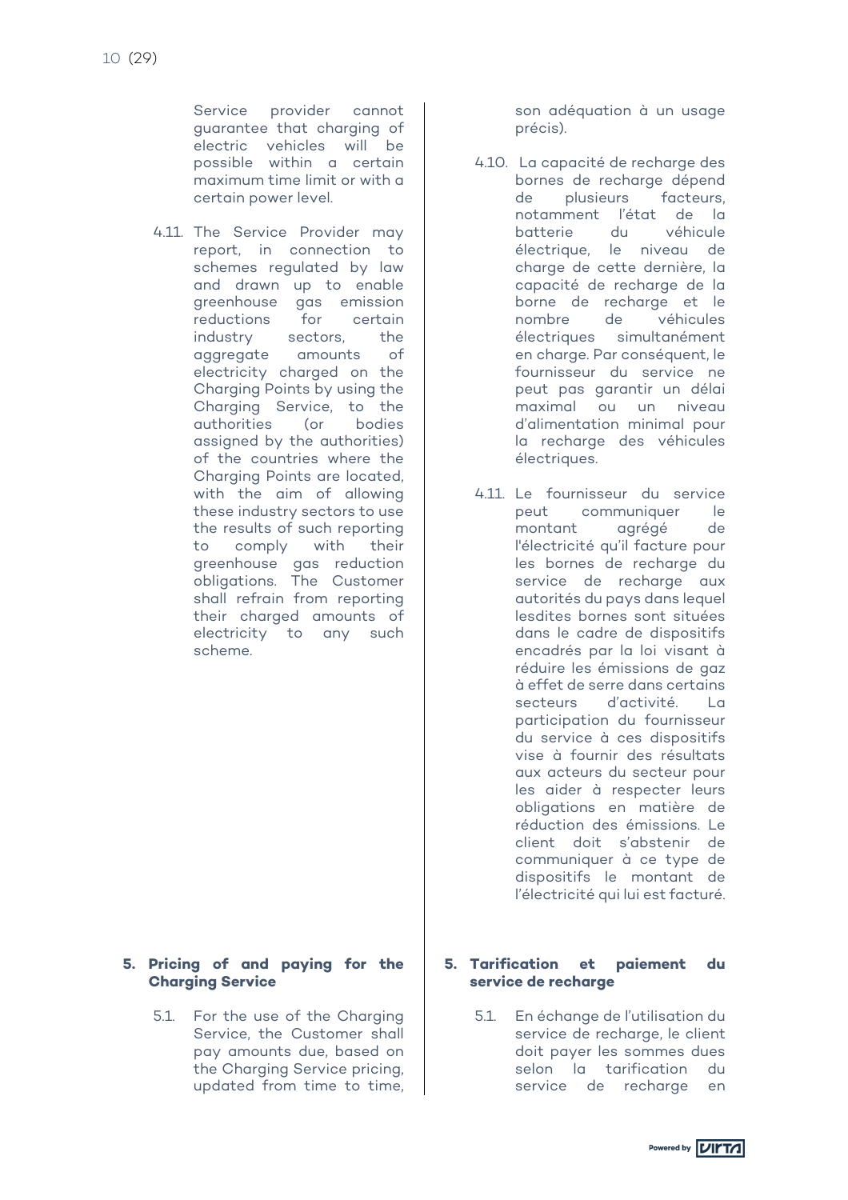Service provider cannot guarantee that charging of electric vehicles will be possible within a certain maximum time limit or with a certain power level.

4.11. The Service Provider may report, in connection to schemes regulated by law and drawn up to enable greenhouse gas emission reductions for certain industry sectors, the aggregate amounts of electricity charged on the Charging Points by using the Charging Service, to the authorities (or bodies assigned by the authorities) of the countries where the Charging Points are located, with the aim of allowing these industry sectors to use the results of such reporting to comply with their greenhouse gas reduction obligations. The Customer shall refrain from reporting their charged amounts of electricity to any such scheme.

son adéquation à un usage précis).

4.10. La capacité de recharge des bornes de recharge dépend de plusieurs facteurs, notamment l'état de la batterie du véhicule électrique, le niveau de charge de cette dernière, la capacité de recharge de la borne de recharge et le nombre de véhicules électriques simultanément en charge. Par conséquent, le fournisseur du service ne peut pas garantir un délai maximal ou un niveau d'alimentation minimal pour la recharge des véhicules électriques.

4.11. Le fournisseur du service peut communiquer le montant agrégé de l'électricité qu'il facture pour les bornes de recharge du service de recharge aux autorités du pays dans lequel lesdites bornes sont situées dans le cadre de dispositifs encadrés par la loi visant à réduire les émissions de gaz à effet de serre dans certains secteurs d'activité. La participation du fournisseur du service à ces dispositifs vise à fournir des résultats aux acteurs du secteur pour les aider à respecter leurs obligations en matière de réduction des émissions. Le client doit s'abstenir de communiquer à ce type de dispositifs le montant de l'électricité qui lui est facturé.

## 5. Pricing of and paying for the Charging Service

5.1. For the use of the Charging Service, the Customer shall pay amounts due, based on the Charging Service pricing, updated from time to time,

## 5. Tarification et paiement du service de recharge

5.1. En échange de l'utilisation du service de recharge, le client doit payer les sommes dues selon la tarification du service de recharge en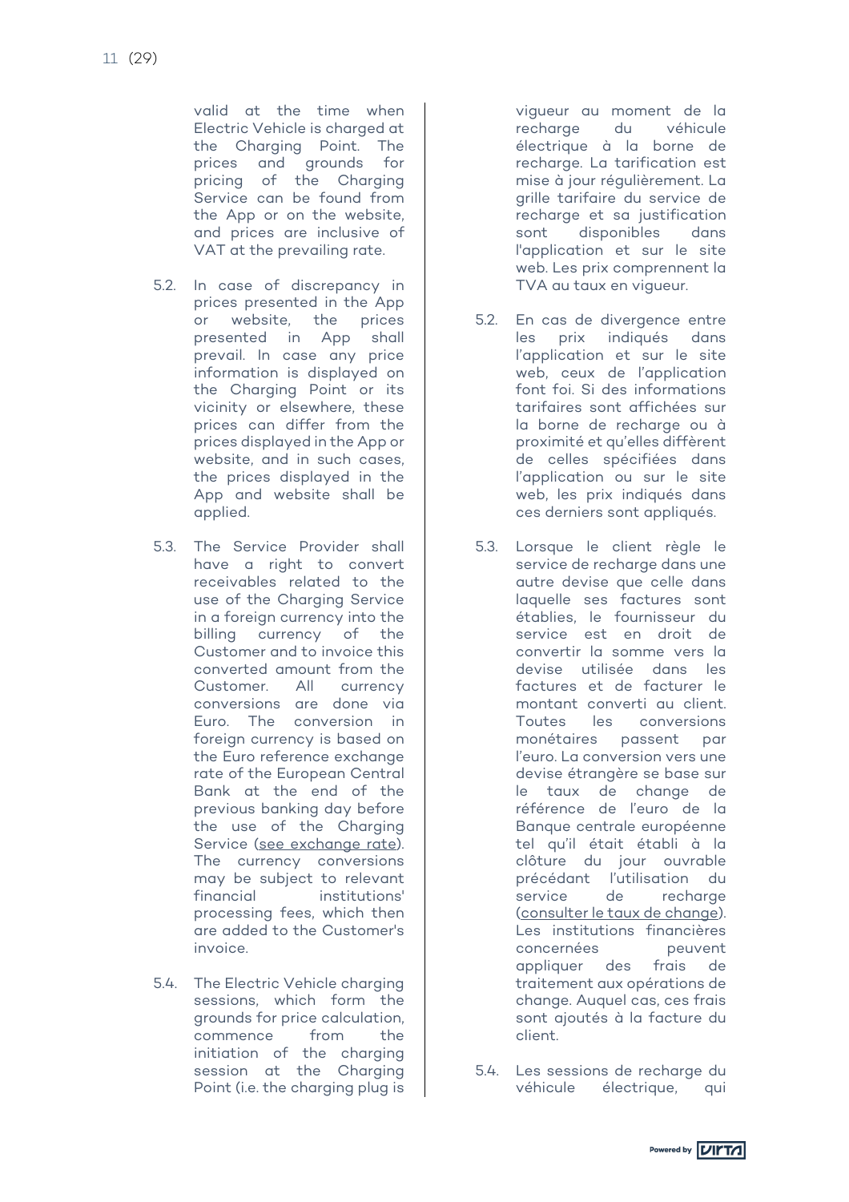valid at the time when Electric Vehicle is charged at the Charging Point. The prices and grounds for pricing of the Charging Service can be found from the App or on the website, and prices are inclusive of VAT at the prevailing rate.

5.2. In case of discrepancy in prices presented in the App or website, the prices presented in App shall prevail. In case any price information is displayed on the Charging Point or its vicinity or elsewhere, these prices can differ from the prices displayed in the App or website, and in such cases, the prices displayed in the App and website shall be applied.

5.3. The Service Provider shall have a right to convert receivables related to the use of the Charging Service in a foreign currency into the billing currency of the Customer and to invoice this converted amount from the Customer. All currency conversions are done via Euro. The conversion in foreign currency is based on the Euro reference exchange rate of the European Central Bank at the end of the previous banking day before the use of the Charging Service (see exchange rate). The currency conversions may be subject to relevant financial institutions' processing fees, which then are added to the Customer's invoice.

5.4. The Electric Vehicle charging sessions, which form the grounds for price calculation, commence from the initiation of the charging session at the Charging Point (i.e. the charging plug is

vigueur au moment de la recharge du véhicule électrique à la borne de recharge. La tarification est mise à jour régulièrement. La grille tarifaire du service de recharge et sa justification sont disponibles dans l'application et sur le site web. Les prix comprennent la TVA au taux en vigueur.

5.2. En cas de divergence entre les prix indiqués dans l'application et sur le site web, ceux de l'application font foi. Si des informations tarifaires sont affichées sur la borne de recharge ou à proximité et qu'elles diffèrent de celles spécifiées dans l'application ou sur le site web, les prix indiqués dans ces derniers sont appliqués.

5.3. Lorsque le client règle le service de recharge dans une autre devise que celle dans laquelle ses factures sont établies, le fournisseur du service est en droit de convertir la somme vers la devise utilisée dans les factures et de facturer le montant converti au client. Toutes les conversions monétaires passent par l'euro. La conversion vers une devise étrangère se base sur le taux de change de référence de l'euro de la Banque centrale européenne tel qu'il était établi à la clôture du jour ouvrable précédant l'utilisation du service de recharge (consulter le taux de change). Les institutions financières concernées peuvent appliquer des frais de traitement aux opérations de change. Auquel cas, ces frais sont ajoutés à la facture du client.

5.4. Les sessions de recharge du véhicule électrique, qui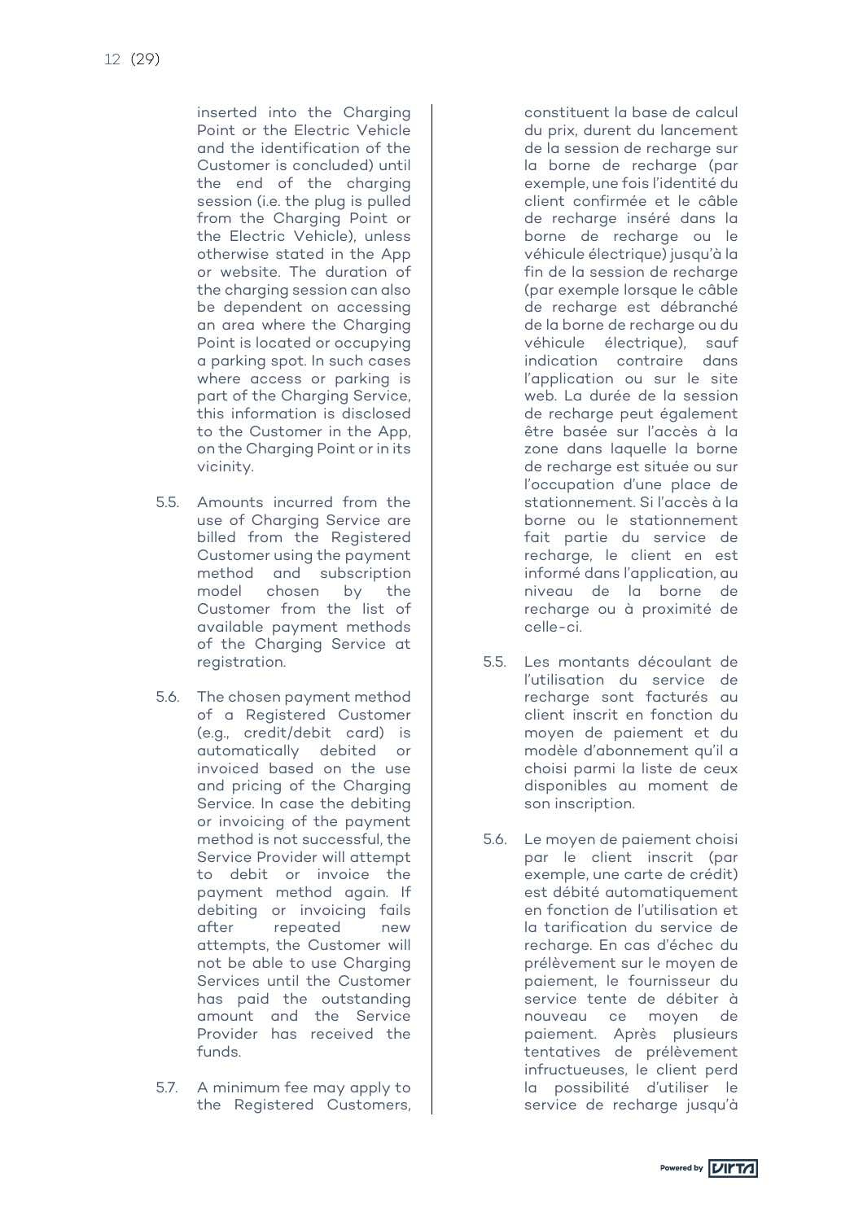inserted into the Charging Point or the Electric Vehicle and the identification of the Customer is concluded) until the end of the charging session (i.e. the plug is pulled from the Charging Point or the Electric Vehicle), unless otherwise stated in the App or website. The duration of the charging session can also be dependent on accessing an area where the Charging Point is located or occupying a parking spot. In such cases where access or parking is part of the Charging Service, this information is disclosed to the Customer in the App, on the Charging Point or in its vicinity.

5.5. Amounts incurred from the use of Charging Service are billed from the Registered Customer using the payment method and subscription model chosen by the Customer from the list of available payment methods of the Charging Service at registration.

5.6. The chosen payment method of a Registered Customer (e.g., credit/debit card) is automatically debited or invoiced based on the use and pricing of the Charging Service. In case the debiting or invoicing of the payment method is not successful, the Service Provider will attempt to debit or invoice the payment method again. If debiting or invoicing fails after repeated new attempts, the Customer will not be able to use Charging Services until the Customer has paid the outstanding amount and the Service Provider has received the funds.

5.7. A minimum fee may apply to the Registered Customers,

constituent la base de calcul du prix, durent du lancement de la session de recharge sur la borne de recharge (par exemple, une fois l'identité du client confirmée et le câble de recharge inséré dans la borne de recharge ou le véhicule électrique) jusqu'à la fin de la session de recharge (par exemple lorsque le câble de recharge est débranché de la borne de recharge ou du véhicule électrique), sauf indication contraire dans l'application ou sur le site web. La durée de la session de recharge peut également être basée sur l'accès à la zone dans laquelle la borne de recharge est située ou sur l'occupation d'une place de stationnement. Si l'accès à la borne ou le stationnement fait partie du service de recharge, le client en est informé dans l'application, au niveau de la borne de recharge ou à proximité de celle-ci.

5.5. Les montants découlant de l'utilisation du service de recharge sont facturés au client inscrit en fonction du moyen de paiement et du modèle d'abonnement qu'il a choisi parmi la liste de ceux disponibles au moment de son inscription.

5.6. Le moyen de paiement choisi par le client inscrit (par exemple, une carte de crédit) est débité automatiquement en fonction de l'utilisation et la tarification du service de recharge. En cas d'échec du prélèvement sur le moyen de paiement, le fournisseur du service tente de débiter à nouveau ce moyen de paiement. Après plusieurs tentatives de prélèvement infructueuses, le client perd la possibilité d'utiliser le service de recharge jusqu'à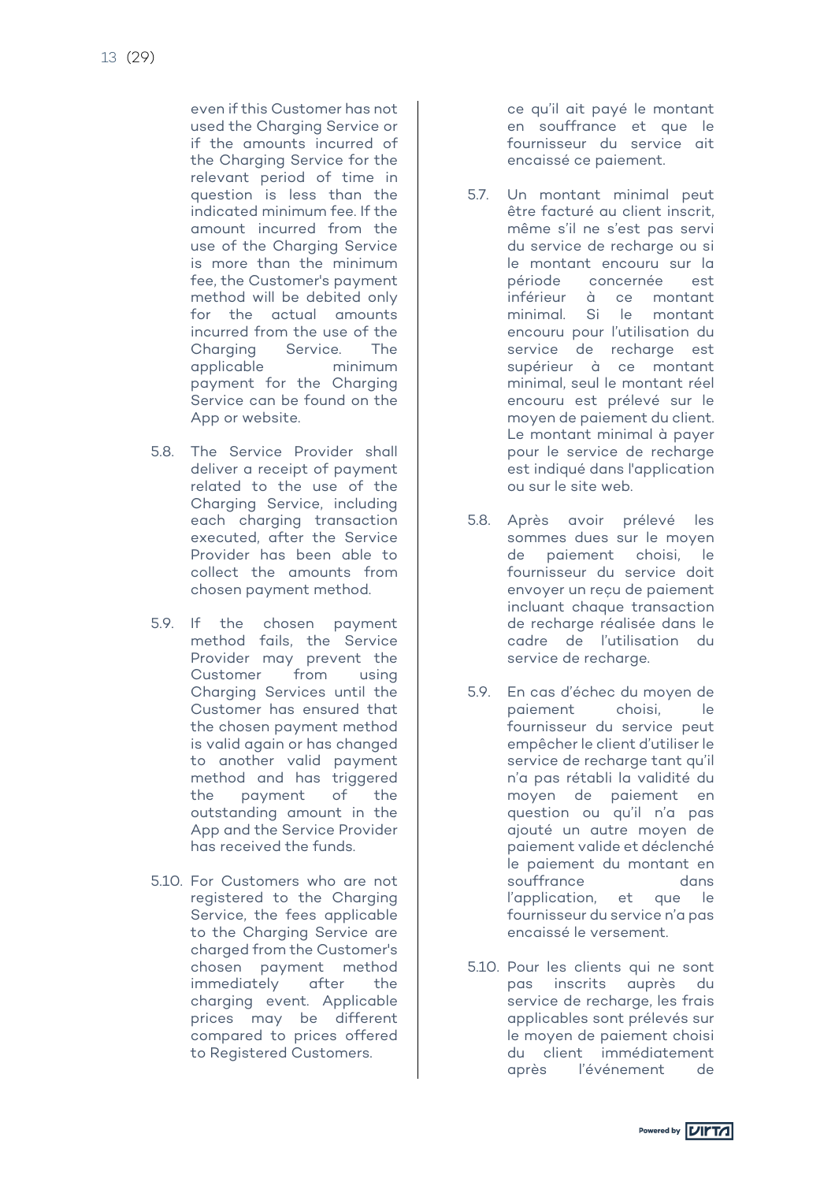even if this Customer has not used the Charging Service or if the amounts incurred of the Charging Service for the relevant period of time in question is less than the indicated minimum fee. If the amount incurred from the use of the Charging Service is more than the minimum fee, the Customer's payment method will be debited only for the actual amounts incurred from the use of the Charging Service. The applicable minimum payment for the Charging Service can be found on the App or website.

5.8. The Service Provider shall deliver a receipt of payment related to the use of the Charging Service, including each charging transaction executed, after the Service Provider has been able to collect the amounts from chosen payment method.

5.9. If the chosen payment method fails, the Service Provider may prevent the Customer from using Charging Services until the Customer has ensured that the chosen payment method is valid again or has changed to another valid payment method and has triggered the payment of the outstanding amount in the App and the Service Provider has received the funds.

5.10. For Customers who are not registered to the Charging Service, the fees applicable to the Charging Service are charged from the Customer's chosen payment method immediately after the charging event. Applicable prices may be different compared to prices offered to Registered Customers.

ce qu'il ait payé le montant en souffrance et que le fournisseur du service ait encaissé ce paiement.

5.7. Un montant minimal peut être facturé au client inscrit, même s'il ne s'est pas servi du service de recharge ou si le montant encouru sur la période concernée est inférieur à ce montant minimal. Si le montant encouru pour l'utilisation du service de recharge est supérieur à ce montant minimal, seul le montant réel encouru est prélevé sur le moyen de paiement du client. Le montant minimal à payer pour le service de recharge est indiqué dans l'application ou sur le site web.

5.8. Après avoir prélevé les sommes dues sur le moyen de paiement choisi, le fournisseur du service doit envoyer un reçu de paiement incluant chaque transaction de recharge réalisée dans le cadre de l'utilisation du service de recharge.

5.9. En cas d'échec du moyen de paiement choisi, le fournisseur du service peut empêcher le client d'utiliser le service de recharge tant qu'il n'a pas rétabli la validité du moyen de paiement en question ou qu'il n'a pas ajouté un autre moyen de paiement valide et déclenché le paiement du montant en souffrance dans l'application, et que le fournisseur du service n'a pas encaissé le versement.

5.10. Pour les clients qui ne sont pas inscrits auprès du service de recharge, les frais applicables sont prélevés sur le moyen de paiement choisi du client immédiatement après l'événement de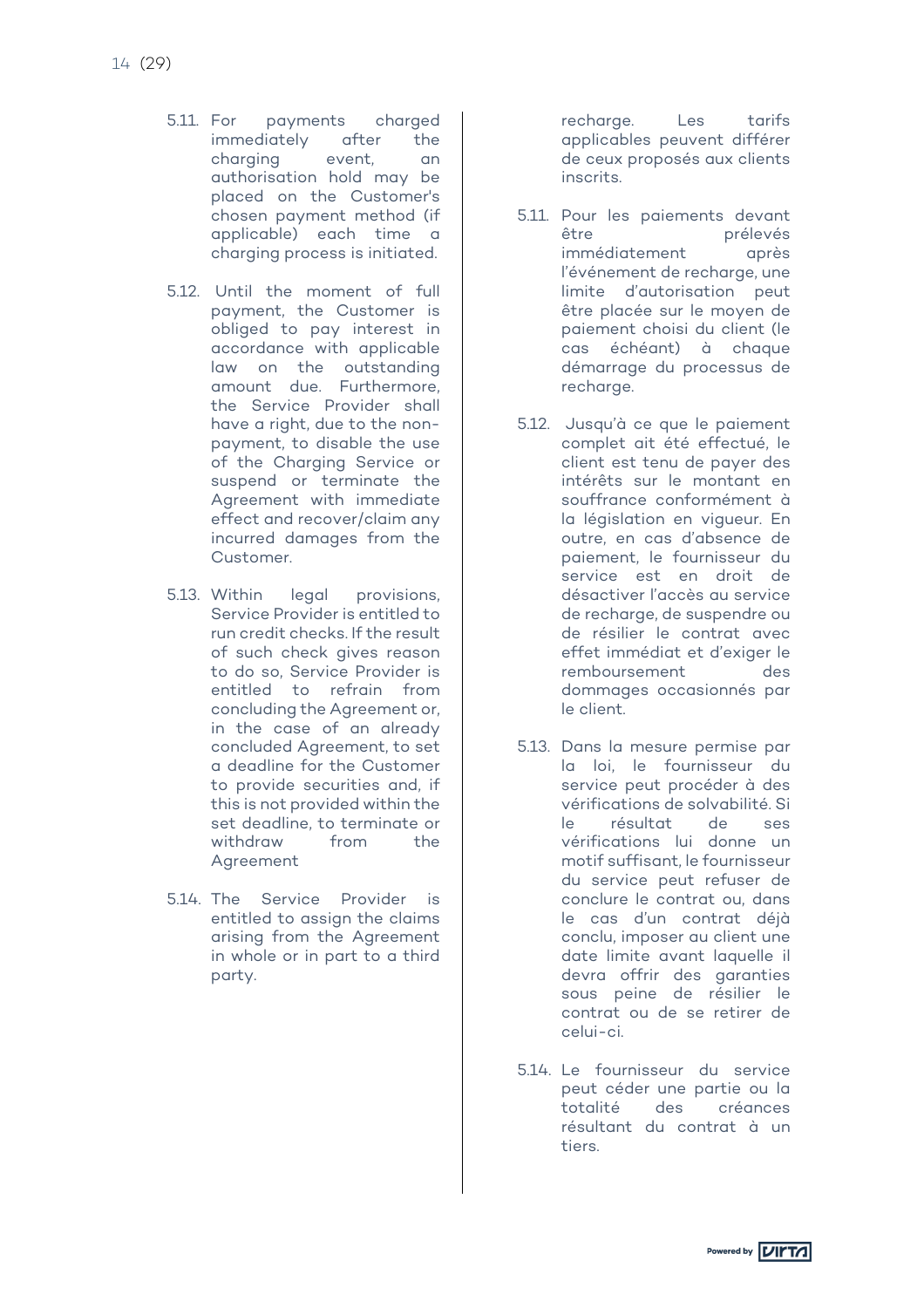5.11. For payments charged immediately after the charging event, an authorisation hold may be placed on the Customer's chosen payment method (if applicable) each time a charging process is initiated.

5.12. Until the moment of full payment, the Customer is obliged to pay interest in accordance with applicable law on the outstanding amount due. Furthermore, the Service Provider shall have a right, due to the non-payment, to disable the use of the Charging Service or suspend or terminate the Agreement with immediate effect and recover/claim any incurred damages from the Customer.

5.13. Within legal provisions, Service Provider is entitled to run credit checks. If the result of such check gives reason to do so, Service Provider is entitled to refrain from concluding the Agreement or, in the case of an already concluded Agreement, to set a deadline for the Customer to provide securities and, if this is not provided within the set deadline, to terminate or withdraw from the Agreement

5.14. The Service Provider is entitled to assign the claims arising from the Agreement in whole or in part to a third party.

recharge. Les tarifs applicables peuvent différer de ceux proposés aux clients inscrits.

5.11. Pour les paiements devant être prélevés immédiatement après l'événement de recharge, une limite d'autorisation peut être placée sur le moyen de paiement choisi du client (le cas échéant) à chaque démarrage du processus de recharge.

5.12. Jusqu'à ce que le paiement complet ait été effectué, le client est tenu de payer des intérêts sur le montant en souffrance conformément à la législation en vigueur. En outre, en cas d'absence de paiement, le fournisseur du service est en droit de désactiver l'accès au service de recharge, de suspendre ou de résilier le contrat avec effet immédiat et d'exiger le remboursement des dommages occasionnés par le client.

5.13. Dans la mesure permise par la loi, le fournisseur du service peut procéder à des vérifications de solvabilité. Si le résultat de ses vérifications lui donne un motif suffisant, le fournisseur du service peut refuser de conclure le contrat ou, dans le cas d'un contrat déjà conclu, imposer au client une date limite avant laquelle il devra offrir des garanties sous peine de résilier le contrat ou de se retirer de celui-ci.

5.14. Le fournisseur du service peut céder une partie ou la totalité des créances résultant du contrat à un tiers.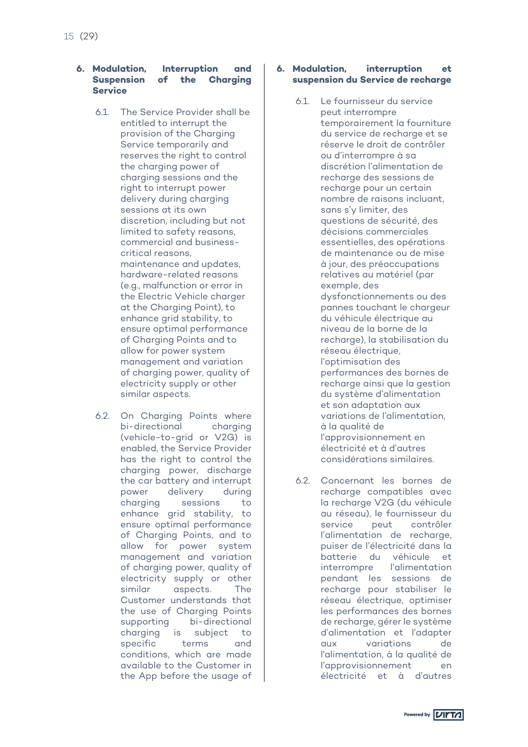## 6. Modulation, Interruption and Suspension of the Charging Service

6.1. The Service Provider shall be entitled to interrupt the provision of the Charging Service temporarily and reserves the right to control the charging power of charging sessions and the right to interrupt power delivery during charging sessions at its own discretion, including but not limited to safety reasons, commercial and business-critical reasons, maintenance and updates, hardware-related reasons (e.g., malfunction or error in the Electric Vehicle charger at the Charging Point), to enhance grid stability, to ensure optimal performance of Charging Points and to allow for power system management and variation of charging power, quality of electricity supply or other similar aspects.

6.2. On Charging Points where bi-directional charging (vehicle-to-grid or V2G) is enabled, the Service Provider has the right to control the charging power, discharge the car battery and interrupt power delivery during charging sessions to enhance grid stability, to ensure optimal performance of Charging Points, and to allow for power system management and variation of charging power, quality of electricity supply or other similar aspects. The Customer understands that the use of Charging Points supporting bi-directional charging is subject to specific terms and conditions, which are made available to the Customer in the App before the usage of

## 6. Modulation, interruption et suspension du Service de recharge

6.1. Le fournisseur du service peut interrompre temporairement la fourniture du service de recharge et se réserve le droit de contrôler ou d'interrompre à sa discrétion l'alimentation de recharge des sessions de recharge pour un certain nombre de raisons incluant, sans s'y limiter, des questions de sécurité, des décisions commerciales essentielles, des opérations de maintenance ou de mise à jour, des préoccupations relatives au matériel (par exemple, des dysfonctionnements ou des pannes touchant le chargeur du véhicule électrique au niveau de la borne de la recharge), la stabilisation du réseau électrique, l'optimisation des performances des bornes de recharge ainsi que la gestion du système d'alimentation et son adaptation aux variations de l'alimentation, à la qualité de l'approvisionnement en électricité et à d'autres considérations similaires.

6.2. Concernant les bornes de recharge compatibles avec la recharge V2G (du véhicule au réseau), le fournisseur du service peut contrôler l'alimentation de recharge, puiser de l'électricité dans la batterie du véhicule et interrompre l'alimentation pendant les sessions de recharge pour stabiliser le réseau électrique, optimiser les performances des bornes de recharge, gérer le système d'alimentation et l'adapter aux variations de l'alimentation, à la qualité de l'approvisionnement en électricité et à d'autres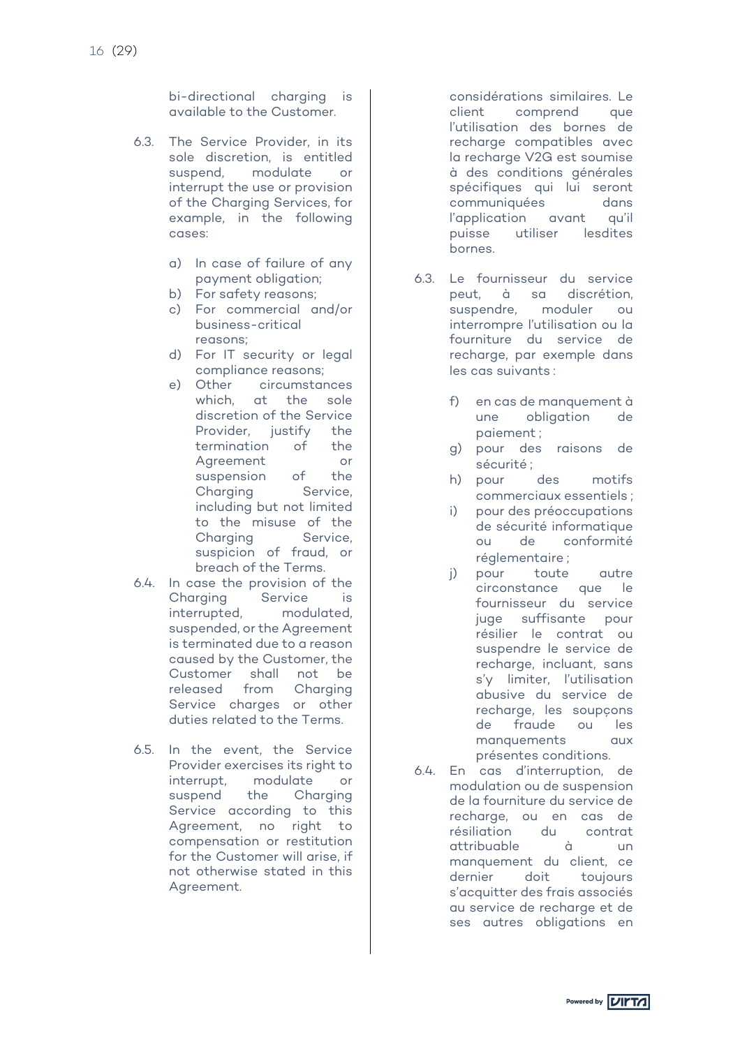bi-directional charging is available to the Customer.

6.3. The Service Provider, in its sole discretion, is entitled suspend, modulate or interrupt the use or provision of the Charging Services, for example, in the following cases:

a) In case of failure of any payment obligation;
b) For safety reasons;
c) For commercial and/or business-critical reasons;
d) For IT security or legal compliance reasons;
e) Other circumstances which, at the sole discretion of the Service Provider, justify the termination of the Agreement or suspension of the Charging Service, including but not limited to the misuse of the Charging Service, suspicion of fraud, or breach of the Terms.

6.4. In case the provision of the Charging Service is interrupted, modulated, suspended, or the Agreement is terminated due to a reason caused by the Customer, the Customer shall not be released from Charging Service charges or other duties related to the Terms.

6.5. In the event, the Service Provider exercises its right to interrupt, modulate or suspend the Charging Service according to this Agreement, no right to compensation or restitution for the Customer will arise, if not otherwise stated in this Agreement.

considérations similaires. Le client comprend que l'utilisation des bornes de recharge compatibles avec la recharge V2G est soumise à des conditions générales spécifiques qui lui seront communiquées dans l'application avant qu'il puisse utiliser lesdites bornes.

6.3. Le fournisseur du service peut, à sa discrétion, suspendre, moduler ou interrompre l'utilisation ou la fourniture du service de recharge, par exemple dans les cas suivants :

f) en cas de manquement à une obligation de paiement ;
g) pour des raisons de sécurité ;
h) pour des motifs commerciaux essentiels ;
i) pour des préoccupations de sécurité informatique ou de conformité réglementaire ;
j) pour toute autre circonstance que le fournisseur du service juge suffisante pour résilier le contrat ou suspendre le service de recharge, incluant, sans s'y limiter, l'utilisation abusive du service de recharge, les soupçons de fraude ou les manquements aux présentes conditions.

6.4. En cas d'interruption, de modulation ou de suspension de la fourniture du service de recharge, ou en cas de résiliation du contrat attribuable à un manquement du client, ce dernier doit toujours s'acquitter des frais associés au service de recharge et de ses autres obligations en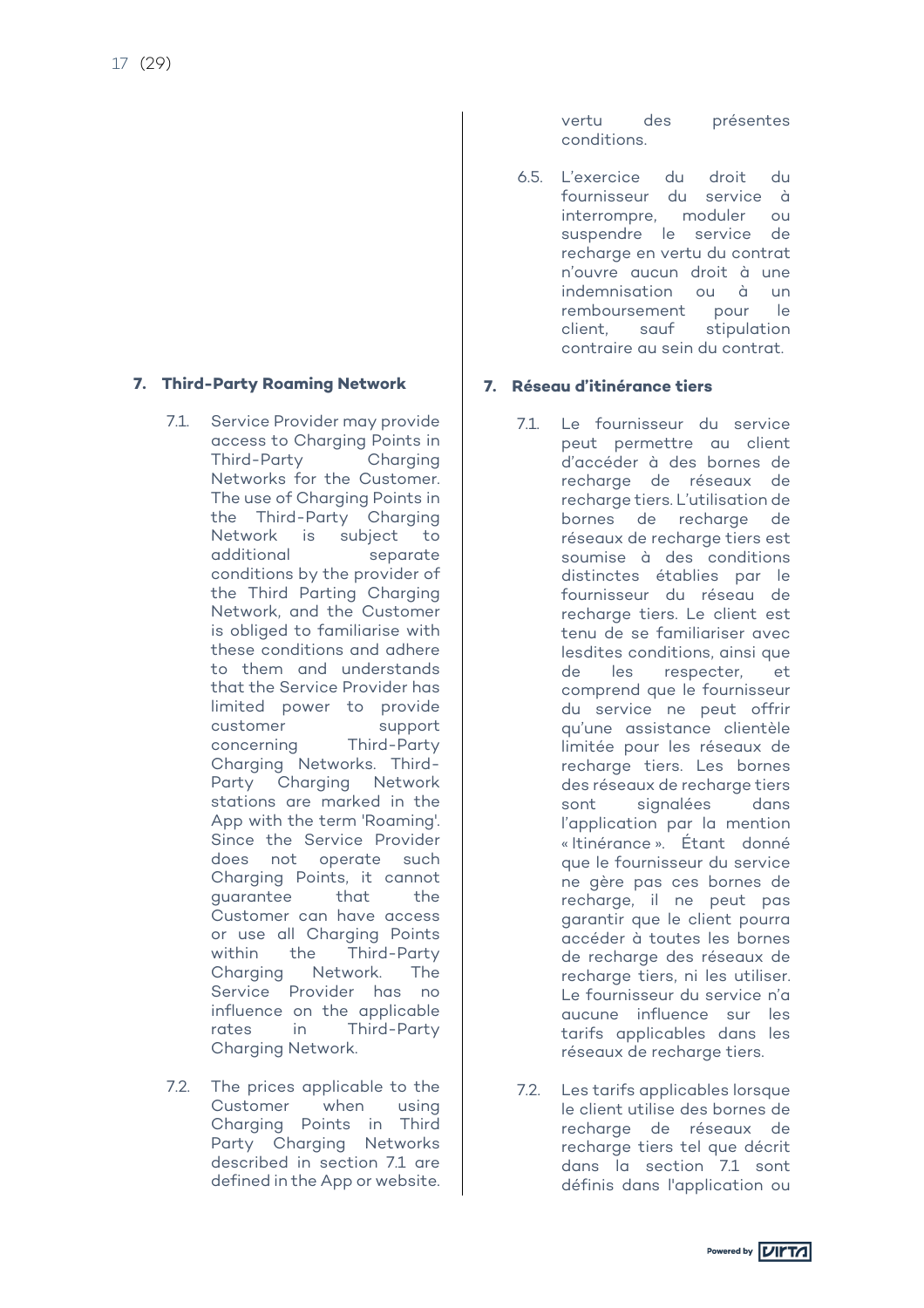vertu des présentes conditions.

6.5. L'exercice du droit du fournisseur du service à interrompre, moduler ou suspendre le service de recharge en vertu du contrat n'ouvre aucun droit à une indemnisation ou à un remboursement pour le client, sauf stipulation contraire au sein du contrat.

## 7. Third-Party Roaming Network

7.1. Service Provider may provide access to Charging Points in Third-Party Charging Networks for the Customer. The use of Charging Points in the Third-Party Charging Network is subject to additional separate conditions by the provider of the Third Parting Charging Network, and the Customer is obliged to familiarise with these conditions and adhere to them and understands that the Service Provider has limited power to provide customer support concerning Third-Party Charging Networks. Third-Party Charging Network stations are marked in the App with the term 'Roaming'. Since the Service Provider does not operate such Charging Points, it cannot guarantee that the Customer can have access or use all Charging Points within the Third-Party Charging Network. The Service Provider has no influence on the applicable rates in Third-Party Charging Network.

7.2. The prices applicable to the Customer when using Charging Points in Third Party Charging Networks described in section 7.1 are defined in the App or website.

## 7. Réseau d'itinérance tiers

7.1. Le fournisseur du service peut permettre au client d'accéder à des bornes de recharge de réseaux de recharge tiers. L'utilisation de bornes de recharge de réseaux de recharge tiers est soumise à des conditions distinctes établies par le fournisseur du réseau de recharge tiers. Le client est tenu de se familiariser avec lesdites conditions, ainsi que de les respecter, et comprend que le fournisseur du service ne peut offrir qu'une assistance clientèle limitée pour les réseaux de recharge tiers. Les bornes des réseaux de recharge tiers sont signalées dans l'application par la mention « Itinérance ». Étant donné que le fournisseur du service ne gère pas ces bornes de recharge, il ne peut pas garantir que le client pourra accéder à toutes les bornes de recharge des réseaux de recharge tiers, ni les utiliser. Le fournisseur du service n'a aucune influence sur les tarifs applicables dans les réseaux de recharge tiers.

7.2. Les tarifs applicables lorsque le client utilise des bornes de recharge de réseaux de recharge tiers tel que décrit dans la section 7.1 sont définis dans l'application ou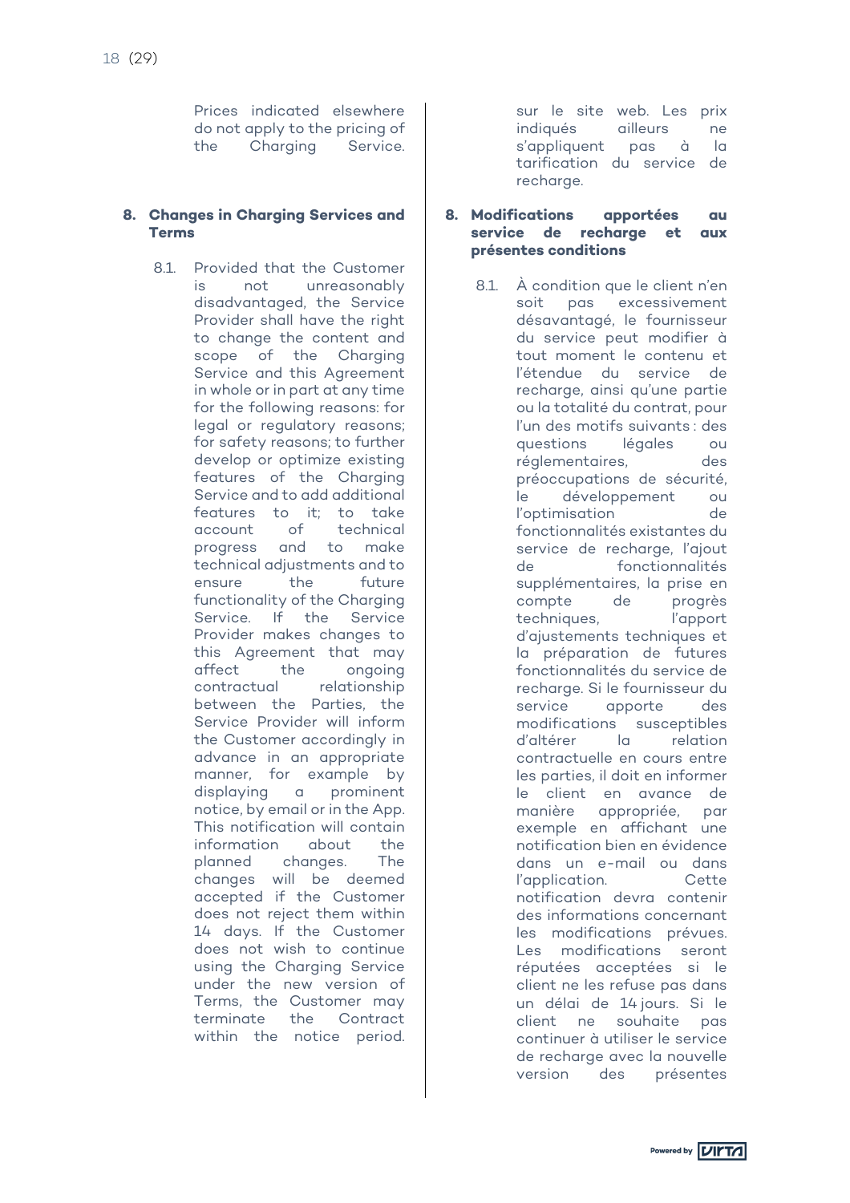Prices indicated elsewhere do not apply to the pricing of the Charging Service.

**8. Changes in Charging Services and Terms**

8.1. Provided that the Customer is not unreasonably disadvantaged, the Service Provider shall have the right to change the content and scope of the Charging Service and this Agreement in whole or in part at any time for the following reasons: for legal or regulatory reasons; for safety reasons; to further develop or optimize existing features of the Charging Service and to add additional features to it; to take account of technical progress and to make technical adjustments and to ensure the future functionality of the Charging Service. If the Service Provider makes changes to this Agreement that may affect the ongoing contractual relationship between the Parties, the Service Provider will inform the Customer accordingly in advance in an appropriate manner, for example by displaying a prominent notice, by email or in the App. This notification will contain information about the planned changes. The changes will be deemed accepted if the Customer does not reject them within 14 days. If the Customer does not wish to continue using the Charging Service under the new version of Terms, the Customer may terminate the Contract within the notice period.

sur le site web. Les prix indiqués ailleurs ne s'appliquent pas à la tarification du service de recharge.

**8. Modifications apportées au service de recharge et aux présentes conditions**

8.1. À condition que le client n'en soit pas excessivement désavantagé, le fournisseur du service peut modifier à tout moment le contenu et l'étendue du service de recharge, ainsi qu'une partie ou la totalité du contrat, pour l'un des motifs suivants : des questions légales ou réglementaires, des préoccupations de sécurité, le développement ou l'optimisation de fonctionnalités existantes du service de recharge, l'ajout de fonctionnalités supplémentaires, la prise en compte de progrès techniques, l'apport d'ajustements techniques et la préparation de futures fonctionnalités du service de recharge. Si le fournisseur du service apporte des modifications susceptibles d'altérer la relation contractuelle en cours entre les parties, il doit en informer le client en avance de manière appropriée, par exemple en affichant une notification bien en évidence dans un e-mail ou dans l'application. Cette notification devra contenir des informations concernant les modifications prévues. Les modifications seront réputées acceptées si le client ne les refuse pas dans un délai de 14 jours. Si le client ne souhaite pas continuer à utiliser le service de recharge avec la nouvelle version des présentes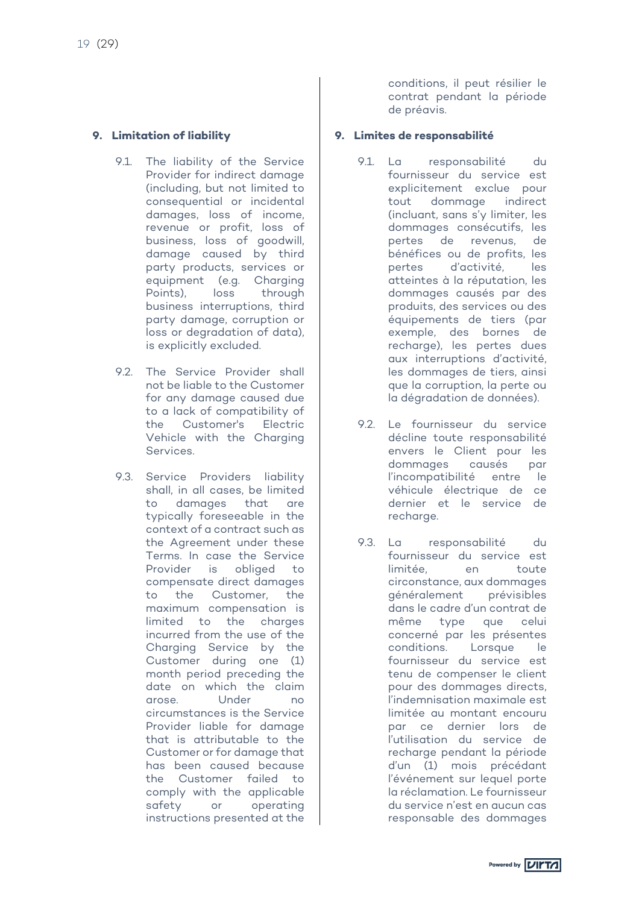conditions, il peut résilier le contrat pendant la période de préavis.

## 9. Limitation of liability

9.1. The liability of the Service Provider for indirect damage (including, but not limited to consequential or incidental damages, loss of income, revenue or profit, loss of business, loss of goodwill, damage caused by third party products, services or equipment (e.g. Charging Points), loss through business interruptions, third party damage, corruption or loss or degradation of data), is explicitly excluded.

9.2. The Service Provider shall not be liable to the Customer for any damage caused due to a lack of compatibility of the Customer's Electric Vehicle with the Charging Services.

9.3. Service Providers liability shall, in all cases, be limited to damages that are typically foreseeable in the context of a contract such as the Agreement under these Terms. In case the Service Provider is obliged to compensate direct damages to the Customer, the maximum compensation is limited to the charges incurred from the use of the Charging Service by the Customer during one (1) month period preceding the date on which the claim arose. Under no circumstances is the Service Provider liable for damage that is attributable to the Customer or for damage that has been caused because the Customer failed to comply with the applicable safety or operating instructions presented at the

## 9. Limites de responsabilité

9.1. La responsabilité du fournisseur du service est explicitement exclue pour tout dommage indirect (incluant, sans s'y limiter, les dommages consécutifs, les pertes de revenus, de bénéfices ou de profits, les pertes d'activité, les atteintes à la réputation, les dommages causés par des produits, des services ou des équipements de tiers (par exemple, des bornes de recharge), les pertes dues aux interruptions d'activité, les dommages de tiers, ainsi que la corruption, la perte ou la dégradation de données).

9.2. Le fournisseur du service décline toute responsabilité envers le Client pour les dommages causés par l'incompatibilité entre le véhicule électrique de ce dernier et le service de recharge.

9.3. La responsabilité du fournisseur du service est limitée, en toute circonstance, aux dommages généralement prévisibles dans le cadre d'un contrat de même type que celui concerné par les présentes conditions. Lorsque le fournisseur du service est tenu de compenser le client pour des dommages directs, l'indemnisation maximale est limitée au montant encouru par ce dernier lors de l'utilisation du service de recharge pendant la période d'un (1) mois précédant l'événement sur lequel porte la réclamation. Le fournisseur du service n'est en aucun cas responsable des dommages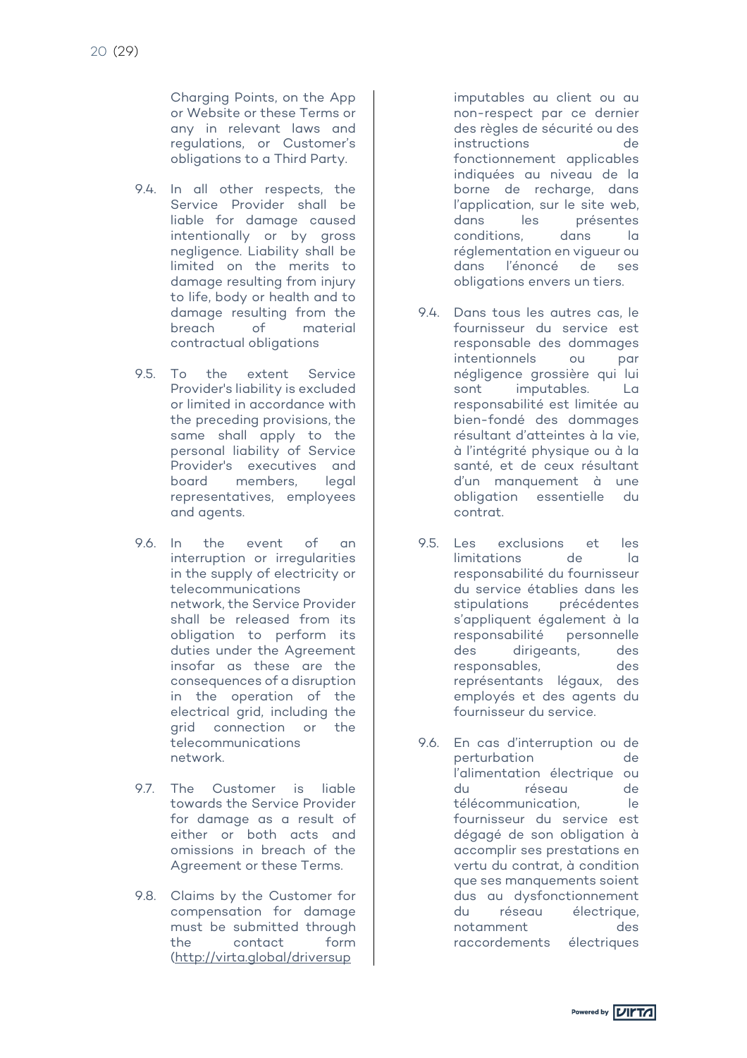Charging Points, on the App or Website or these Terms or any in relevant laws and regulations, or Customer's obligations to a Third Party.

9.4. In all other respects, the Service Provider shall be liable for damage caused intentionally or by gross negligence. Liability shall be limited on the merits to damage resulting from injury to life, body or health and to damage resulting from the breach of material contractual obligations

9.5. To the extent Service Provider's liability is excluded or limited in accordance with the preceding provisions, the same shall apply to the personal liability of Service Provider's executives and board members, legal representatives, employees and agents.

9.6. In the event of an interruption or irregularities in the supply of electricity or telecommunications network, the Service Provider shall be released from its obligation to perform its duties under the Agreement insofar as these are the consequences of a disruption in the operation of the electrical grid, including the grid connection or the telecommunications network.

9.7. The Customer is liable towards the Service Provider for damage as a result of either or both acts and omissions in breach of the Agreement or these Terms.

9.8. Claims by the Customer for compensation for damage must be submitted through the contact form (http://virta.global/driversup

imputables au client ou au non-respect par ce dernier des règles de sécurité ou des instructions de fonctionnement applicables indiquées au niveau de la borne de recharge, dans l'application, sur le site web, dans les présentes conditions, dans la réglementation en vigueur ou dans l'énoncé de ses obligations envers un tiers.

9.4. Dans tous les autres cas, le fournisseur du service est responsable des dommages intentionnels ou par négligence grossière qui lui sont imputables. La responsabilité est limitée au bien-fondé des dommages résultant d'atteintes à la vie, à l'intégrité physique ou à la santé, et de ceux résultant d'un manquement à une obligation essentielle du contrat.

9.5. Les exclusions et les limitations de la responsabilité du fournisseur du service établies dans les stipulations précédentes s'appliquent également à la responsabilité personnelle des dirigeants, des responsables, des représentants légaux, des employés et des agents du fournisseur du service.

9.6. En cas d'interruption ou de perturbation de l'alimentation électrique ou du réseau de télécommunication, le fournisseur du service est dégagé de son obligation à accomplir ses prestations en vertu du contrat, à condition que ses manquements soient dus au dysfonctionnement du réseau électrique, notamment des raccordements électriques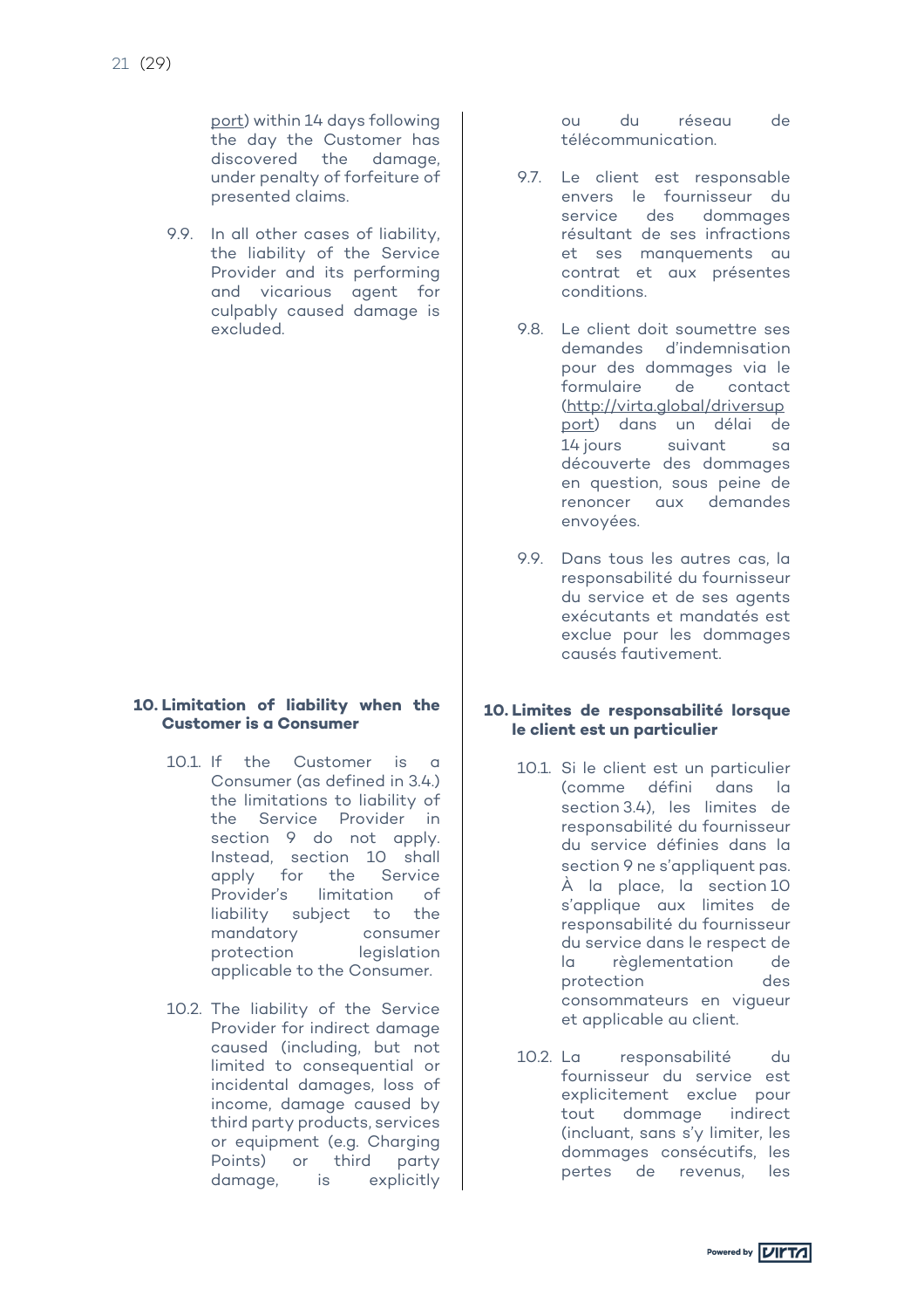port) within 14 days following the day the Customer has discovered the damage, under penalty of forfeiture of presented claims.

9.9. In all other cases of liability, the liability of the Service Provider and its performing and vicarious agent for culpably caused damage is excluded.

ou du réseau de télécommunication.

9.7. Le client est responsable envers le fournisseur du service des dommages résultant de ses infractions et ses manquements au contrat et aux présentes conditions.

9.8. Le client doit soumettre ses demandes d'indemnisation pour des dommages via le formulaire de contact (http://virta.global/driversupport) dans un délai de 14 jours suivant sa découverte des dommages en question, sous peine de renoncer aux demandes envoyées.

9.9. Dans tous les autres cas, la responsabilité du fournisseur du service et de ses agents exécutants et mandatés est exclue pour les dommages causés fautivement.

## 10. Limitation of liability when the Customer is a Consumer

10.1. If the Customer is a Consumer (as defined in 3.4.) the limitations to liability of the Service Provider in section 9 do not apply. Instead, section 10 shall apply for the Service Provider's limitation of liability subject to the mandatory consumer protection legislation applicable to the Consumer.

10.2. The liability of the Service Provider for indirect damage caused (including, but not limited to consequential or incidental damages, loss of income, damage caused by third party products, services or equipment (e.g. Charging Points) or third party damage, is explicitly

## 10. Limites de responsabilité lorsque le client est un particulier

10.1. Si le client est un particulier (comme défini dans la section 3.4), les limites de responsabilité du fournisseur du service définies dans la section 9 ne s'appliquent pas. À la place, la section 10 s'applique aux limites de responsabilité du fournisseur du service dans le respect de la règlementation de protection des consommateurs en vigueur et applicable au client.

10.2. La responsabilité du fournisseur du service est explicitement exclue pour tout dommage indirect (incluant, sans s'y limiter, les dommages consécutifs, les pertes de revenus, les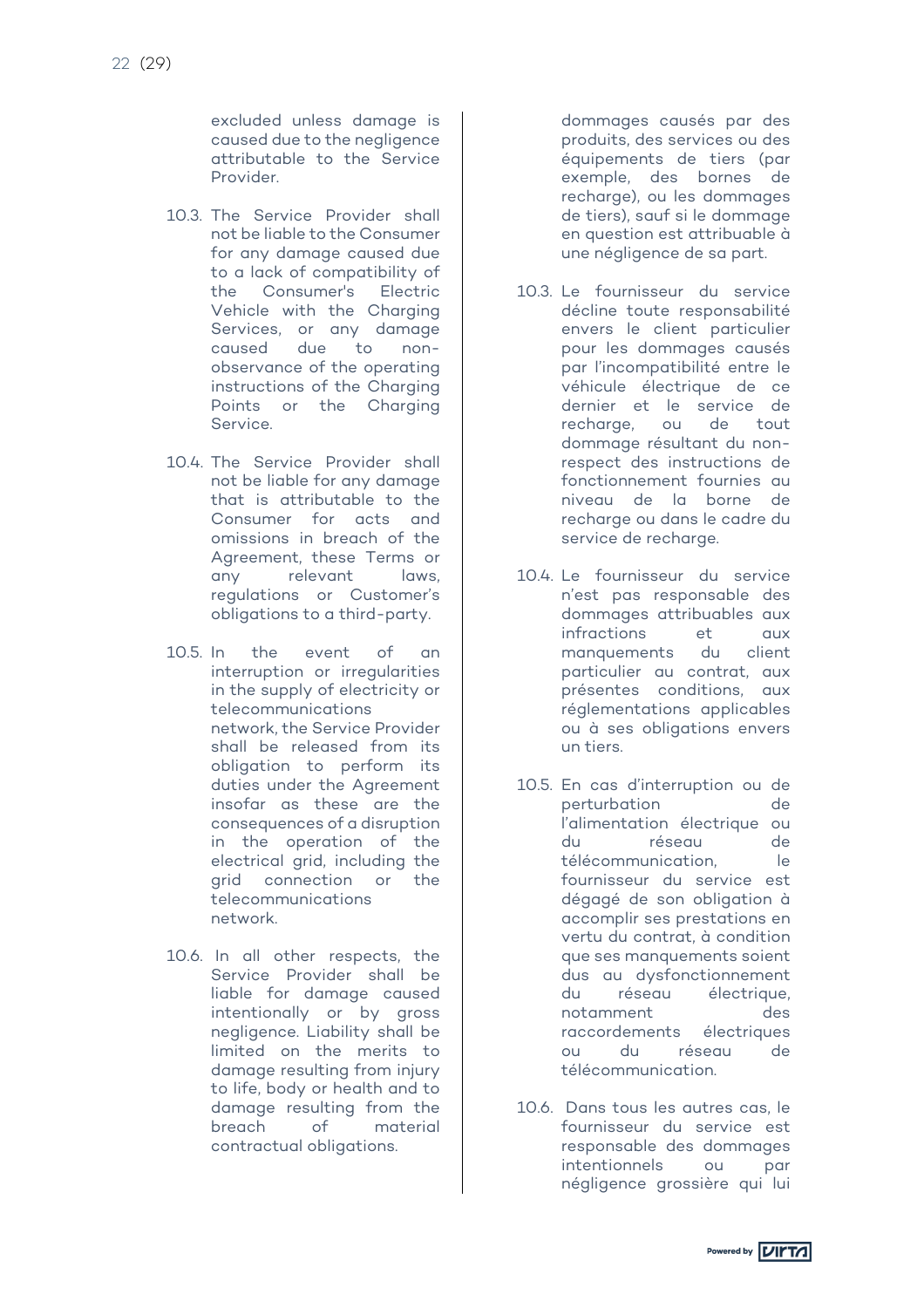excluded unless damage is caused due to the negligence attributable to the Service Provider.

10.3. The Service Provider shall not be liable to the Consumer for any damage caused due to a lack of compatibility of the Consumer's Electric Vehicle with the Charging Services, or any damage caused due to non-observance of the operating instructions of the Charging Points or the Charging Service.

10.4. The Service Provider shall not be liable for any damage that is attributable to the Consumer for acts and omissions in breach of the Agreement, these Terms or any relevant laws, regulations or Customer's obligations to a third-party.

10.5. In the event of an interruption or irregularities in the supply of electricity or telecommunications network, the Service Provider shall be released from its obligation to perform its duties under the Agreement insofar as these are the consequences of a disruption in the operation of the electrical grid, including the grid connection or the telecommunications network.

10.6. In all other respects, the Service Provider shall be liable for damage caused intentionally or by gross negligence. Liability shall be limited on the merits to damage resulting from injury to life, body or health and to damage resulting from the breach of material contractual obligations.

dommages causés par des produits, des services ou des équipements de tiers (par exemple, des bornes de recharge), ou les dommages de tiers), sauf si le dommage en question est attribuable à une négligence de sa part.

10.3. Le fournisseur du service décline toute responsabilité envers le client particulier pour les dommages causés par l'incompatibilité entre le véhicule électrique de ce dernier et le service de recharge, ou de tout dommage résultant du non-respect des instructions de fonctionnement fournies au niveau de la borne de recharge ou dans le cadre du service de recharge.

10.4. Le fournisseur du service n'est pas responsable des dommages attribuables aux infractions et aux manquements du client particulier au contrat, aux présentes conditions, aux réglementations applicables ou à ses obligations envers un tiers.

10.5. En cas d'interruption ou de perturbation de l'alimentation électrique ou du réseau de télécommunication, le fournisseur du service est dégagé de son obligation à accomplir ses prestations en vertu du contrat, à condition que ses manquements soient dus au dysfonctionnement du réseau électrique, notamment des raccordements électriques ou du réseau de télécommunication.

10.6. Dans tous les autres cas, le fournisseur du service est responsable des dommages intentionnels ou par négligence grossière qui lui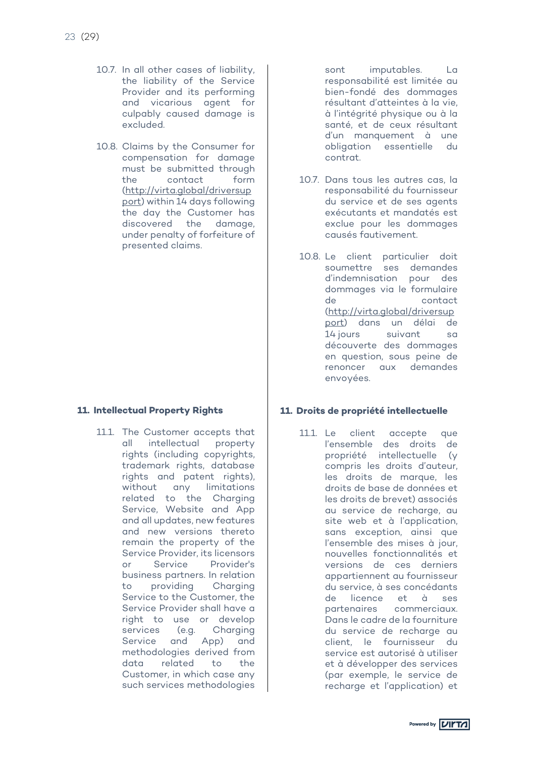10.7. In all other cases of liability, the liability of the Service Provider and its performing and vicarious agent for culpably caused damage is excluded.

10.8. Claims by the Consumer for compensation for damage must be submitted through the contact form (http://virta.global/driversupport) within 14 days following the day the Customer has discovered the damage, under penalty of forfeiture of presented claims.

sont imputables. La responsabilité est limitée au bien-fondé des dommages résultant d'atteintes à la vie, à l'intégrité physique ou à la santé, et de ceux résultant d'un manquement à une obligation essentielle du contrat.

10.7. Dans tous les autres cas, la responsabilité du fournisseur du service et de ses agents exécutants et mandatés est exclue pour les dommages causés fautivement.

10.8. Le client particulier doit soumettre ses demandes d'indemnisation pour des dommages via le formulaire de contact (http://virta.global/driversupport) dans un délai de 14 jours suivant sa découverte des dommages en question, sous peine de renoncer aux demandes envoyées.

## 11. Intellectual Property Rights

11.1. The Customer accepts that all intellectual property rights (including copyrights, trademark rights, database rights and patent rights), without any limitations related to the Charging Service, Website and App and all updates, new features and new versions thereto remain the property of the Service Provider, its licensors or Service Provider's business partners. In relation to providing Charging Service to the Customer, the Service Provider shall have a right to use or develop services (e.g. Charging Service and App) and methodologies derived from data related to the Customer, in which case any such services methodologies

## 11. Droits de propriété intellectuelle

11.1. Le client accepte que l'ensemble des droits de propriété intellectuelle (y compris les droits d'auteur, les droits de marque, les droits de base de données et les droits de brevet) associés au service de recharge, au site web et à l'application, sans exception, ainsi que l'ensemble des mises à jour, nouvelles fonctionnalités et versions de ces derniers appartiennent au fournisseur du service, à ses concédants de licence et à ses partenaires commerciaux. Dans le cadre de la fourniture du service de recharge au client, le fournisseur du service est autorisé à utiliser et à développer des services (par exemple, le service de recharge et l'application) et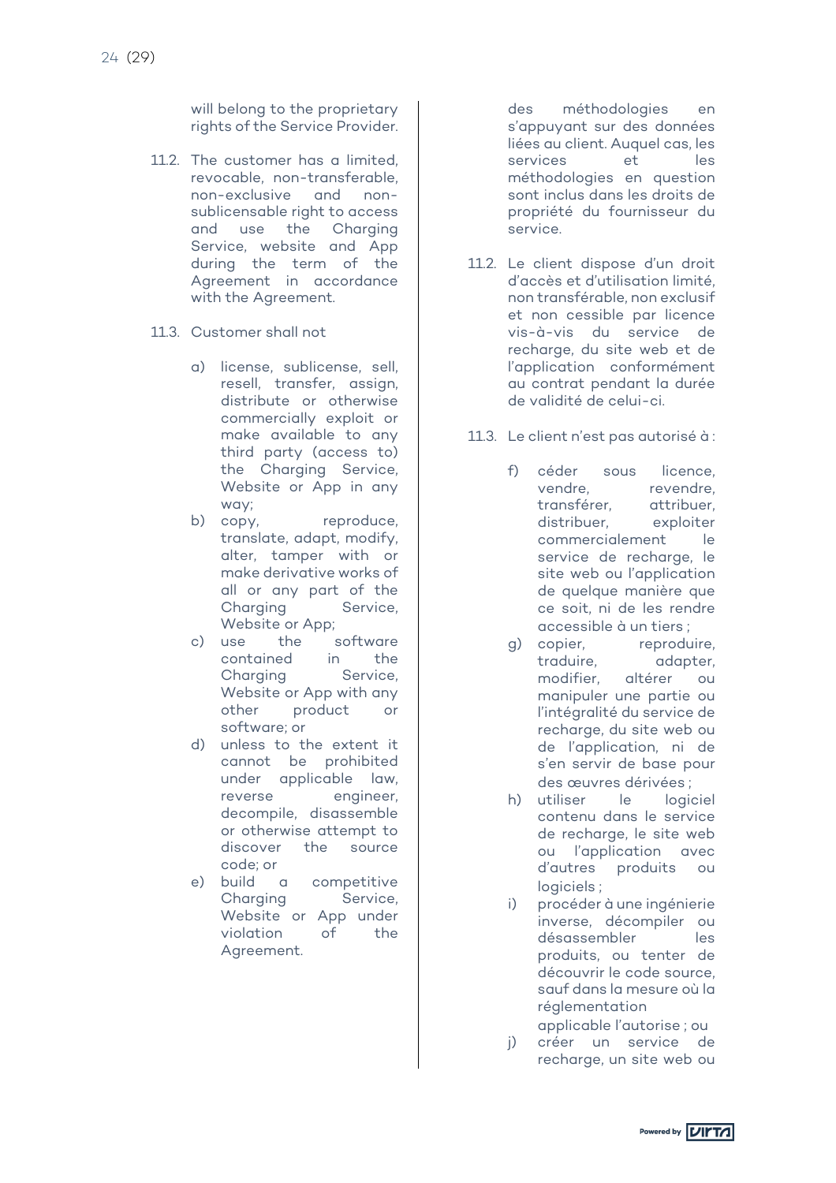will belong to the proprietary rights of the Service Provider.

11.2. The customer has a limited, revocable, non-transferable, non-exclusive and non-sublicensable right to access and use the Charging Service, website and App during the term of the Agreement in accordance with the Agreement.

11.3. Customer shall not

a) license, sublicense, sell, resell, transfer, assign, distribute or otherwise commercially exploit or make available to any third party (access to) the Charging Service, Website or App in any way;
b) copy, reproduce, translate, adapt, modify, alter, tamper with or make derivative works of all or any part of the Charging Service, Website or App;
c) use the software contained in the Charging Service, Website or App with any other product or software; or
d) unless to the extent it cannot be prohibited under applicable law, reverse engineer, decompile, disassemble or otherwise attempt to discover the source code; or
e) build a competitive Charging Service, Website or App under violation of the Agreement.

des méthodologies en s'appuyant sur des données liées au client. Auquel cas, les services et les méthodologies en question sont inclus dans les droits de propriété du fournisseur du service.

11.2. Le client dispose d'un droit d'accès et d'utilisation limité, non transférable, non exclusif et non cessible par licence vis-à-vis du service de recharge, du site web et de l'application conformément au contrat pendant la durée de validité de celui-ci.

11.3. Le client n'est pas autorisé à :

f) céder sous licence, vendre, revendre, transférer, attribuer, distribuer, exploiter commercialement le service de recharge, le site web ou l'application de quelque manière que ce soit, ni de les rendre accessible à un tiers ;
g) copier, reproduire, traduire, adapter, modifier, altérer ou manipuler une partie ou l'intégralité du service de recharge, du site web ou de l'application, ni de s'en servir de base pour des œuvres dérivées ;
h) utiliser le logiciel contenu dans le service de recharge, le site web ou l'application avec d'autres produits ou logiciels ;
i) procéder à une ingénierie inverse, décompiler ou désassembler les produits, ou tenter de découvrir le code source, sauf dans la mesure où la réglementation applicable l'autorise ; ou
j) créer un service de recharge, un site web ou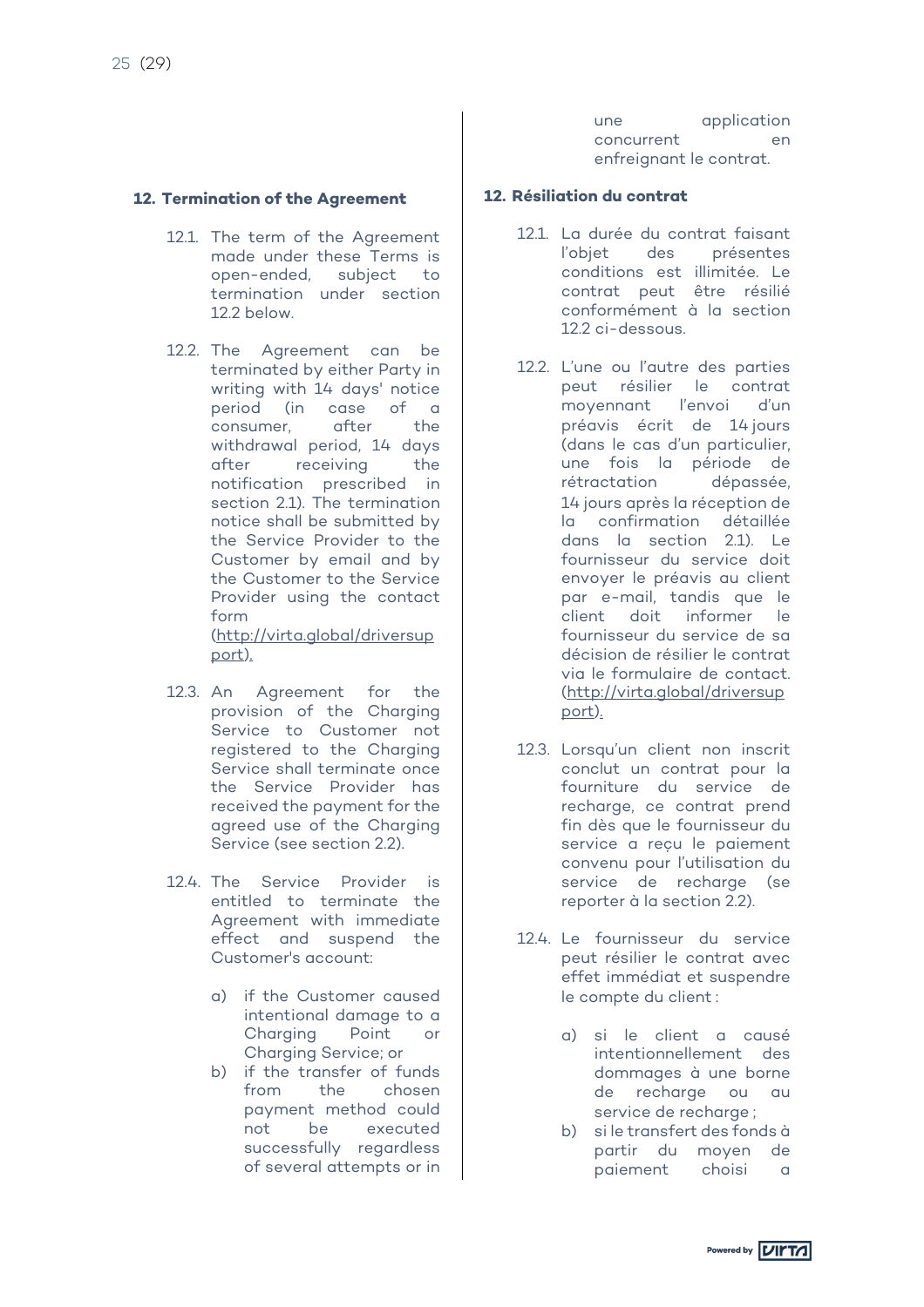une application concurrent en enfreignant le contrat.

## 12. Termination of the Agreement

12.1. The term of the Agreement made under these Terms is open-ended, subject to termination under section 12.2 below.

12.2. The Agreement can be terminated by either Party in writing with 14 days' notice period (in case of a consumer, after the withdrawal period, 14 days after receiving the notification prescribed in section 2.1). The termination notice shall be submitted by the Service Provider to the Customer by email and by the Customer to the Service Provider using the contact form (http://virta.global/driversupport).

12.3. An Agreement for the provision of the Charging Service to Customer not registered to the Charging Service shall terminate once the Service Provider has received the payment for the agreed use of the Charging Service (see section 2.2).

12.4. The Service Provider is entitled to terminate the Agreement with immediate effect and suspend the Customer's account:

a) if the Customer caused intentional damage to a Charging Point or Charging Service; or
b) if the transfer of funds from the chosen payment method could not be executed successfully regardless of several attempts or in

## 12. Résiliation du contrat

12.1. La durée du contrat faisant l'objet des présentes conditions est illimitée. Le contrat peut être résilié conformément à la section 12.2 ci-dessous.

12.2. L'une ou l'autre des parties peut résilier le contrat moyennant l'envoi d'un préavis écrit de 14 jours (dans le cas d'un particulier, une fois la période de rétractation dépassée, 14 jours après la réception de la confirmation détaillée dans la section 2.1). Le fournisseur du service doit envoyer le préavis au client par e-mail, tandis que le client doit informer le fournisseur du service de sa décision de résilier le contrat via le formulaire de contact. (http://virta.global/driversupport).

12.3. Lorsqu'un client non inscrit conclut un contrat pour la fourniture du service de recharge, ce contrat prend fin dès que le fournisseur du service a reçu le paiement convenu pour l'utilisation du service de recharge (se reporter à la section 2.2).

12.4. Le fournisseur du service peut résilier le contrat avec effet immédiat et suspendre le compte du client :

a) si le client a causé intentionnellement des dommages à une borne de recharge ou au service de recharge ;
b) si le transfert des fonds à partir du moyen de paiement choisi a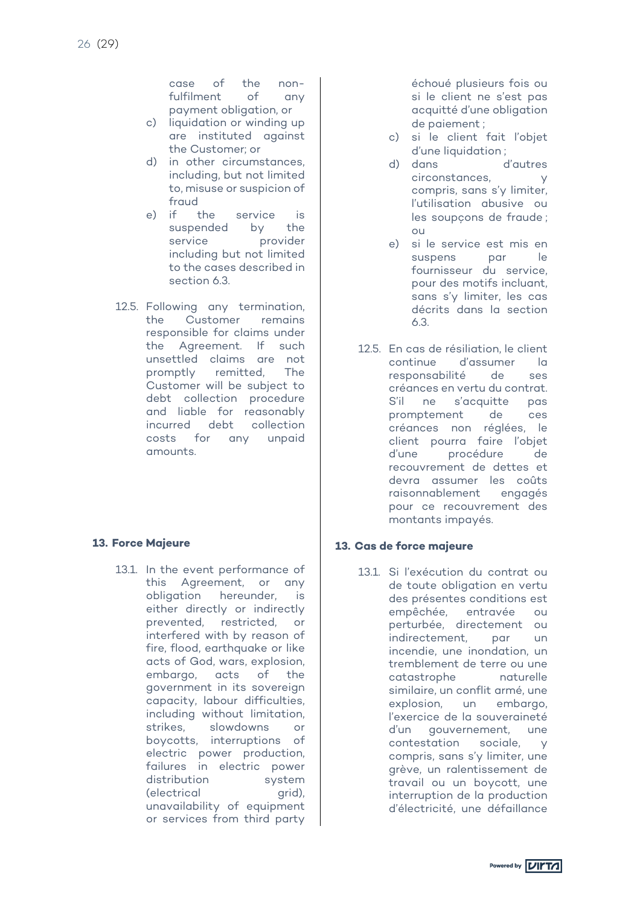case of the non-fulfilment of any payment obligation, or

c) liquidation or winding up are instituted against the Customer; or
d) in other circumstances, including, but not limited to, misuse or suspicion of fraud
e) if the service is suspended by the service provider including but not limited to the cases described in section 6.3.

12.5. Following any termination, the Customer remains responsible for claims under the Agreement. If such unsettled claims are not promptly remitted, The Customer will be subject to debt collection procedure and liable for reasonably incurred debt collection costs for any unpaid amounts.

## 13. Force Majeure

13.1. In the event performance of this Agreement, or any obligation hereunder, is either directly or indirectly prevented, restricted, or interfered with by reason of fire, flood, earthquake or like acts of God, wars, explosion, embargo, acts of the government in its sovereign capacity, labour difficulties, including without limitation, strikes, slowdowns or boycotts, interruptions of electric power production, failures in electric power distribution system (electrical grid), unavailability of equipment or services from third party

échoué plusieurs fois ou si le client ne s'est pas acquitté d'une obligation de paiement ;

c) si le client fait l'objet d'une liquidation ;
d) dans d'autres circonstances, y compris, sans s'y limiter, l'utilisation abusive ou les soupçons de fraude ; ou
e) si le service est mis en suspens par le fournisseur du service, pour des motifs incluant, sans s'y limiter, les cas décrits dans la section 6.3.

12.5. En cas de résiliation, le client continue d'assumer la responsabilité de ses créances en vertu du contrat. S'il ne s'acquitte pas promptement de ces créances non réglées, le client pourra faire l'objet d'une procédure de recouvrement de dettes et devra assumer les coûts raisonnablement engagés pour ce recouvrement des montants impayés.

## 13. Cas de force majeure

13.1. Si l'exécution du contrat ou de toute obligation en vertu des présentes conditions est empêchée, entravée ou perturbée, directement ou indirectement, par un incendie, une inondation, un tremblement de terre ou une catastrophe naturelle similaire, un conflit armé, une explosion, un embargo, l'exercice de la souveraineté d'un gouvernement, une contestation sociale, y compris, sans s'y limiter, une grève, un ralentissement de travail ou un boycott, une interruption de la production d'électricité, une défaillance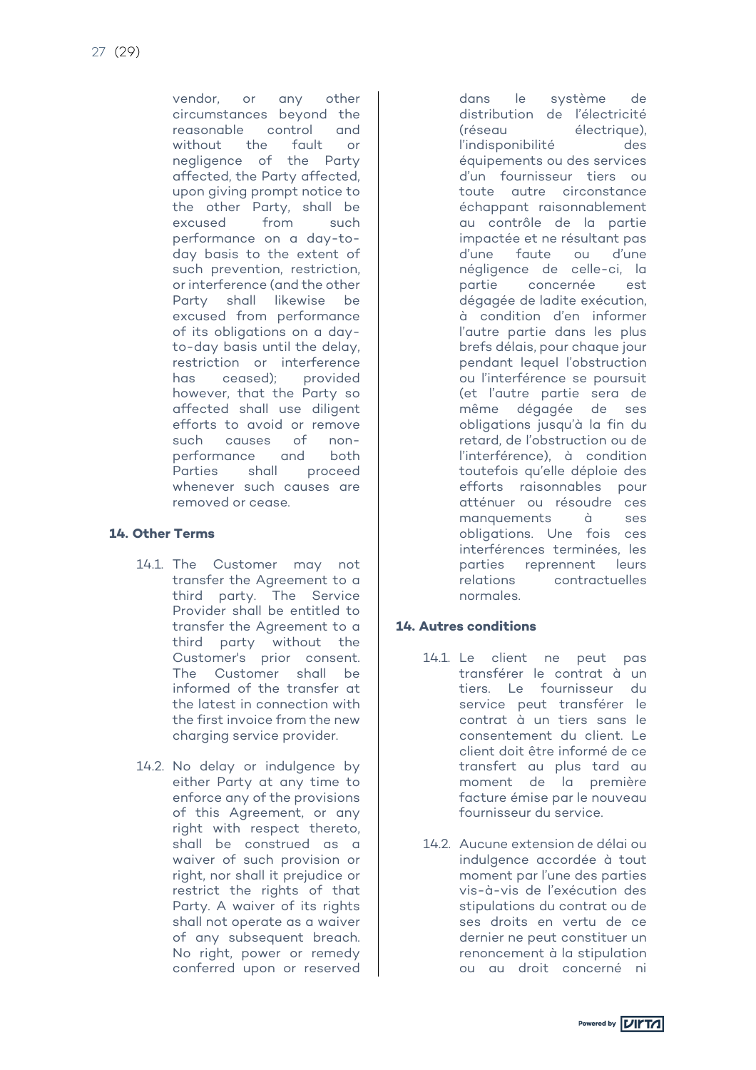vendor, or any other circumstances beyond the reasonable control and without the fault or negligence of the Party affected, the Party affected, upon giving prompt notice to the other Party, shall be excused from such performance on a day-to-day basis to the extent of such prevention, restriction, or interference (and the other Party shall likewise be excused from performance of its obligations on a day-to-day basis until the delay, restriction or interference has ceased); provided however, that the Party so affected shall use diligent efforts to avoid or remove such causes of non-performance and both Parties shall proceed whenever such causes are removed or cease.

## 14. Other Terms

14.1. The Customer may not transfer the Agreement to a third party. The Service Provider shall be entitled to transfer the Agreement to a third party without the Customer's prior consent. The Customer shall be informed of the transfer at the latest in connection with the first invoice from the new charging service provider.

14.2. No delay or indulgence by either Party at any time to enforce any of the provisions of this Agreement, or any right with respect thereto, shall be construed as a waiver of such provision or right, nor shall it prejudice or restrict the rights of that Party. A waiver of its rights shall not operate as a waiver of any subsequent breach. No right, power or remedy conferred upon or reserved

dans le système de distribution de l'électricité (réseau électrique), l'indisponibilité des équipements ou des services d'un fournisseur tiers ou toute autre circonstance échappant raisonnablement au contrôle de la partie impactée et ne résultant pas d'une faute ou d'une négligence de celle-ci, la partie concernée est dégagée de ladite exécution, à condition d'en informer l'autre partie dans les plus brefs délais, pour chaque jour pendant lequel l'obstruction ou l'interférence se poursuit (et l'autre partie sera de même dégagée de ses obligations jusqu'à la fin du retard, de l'obstruction ou de l'interférence), à condition toutefois qu'elle déploie des efforts raisonnables pour atténuer ou résoudre ces manquements à ses obligations. Une fois ces interférences terminées, les parties reprennent leurs relations contractuelles normales.

## 14. Autres conditions

14.1. Le client ne peut pas transférer le contrat à un tiers. Le fournisseur du service peut transférer le contrat à un tiers sans le consentement du client. Le client doit être informé de ce transfert au plus tard au moment de la première facture émise par le nouveau fournisseur du service.

14.2. Aucune extension de délai ou indulgence accordée à tout moment par l'une des parties vis-à-vis de l'exécution des stipulations du contrat ou de ses droits en vertu de ce dernier ne peut constituer un renoncement à la stipulation ou au droit concerné ni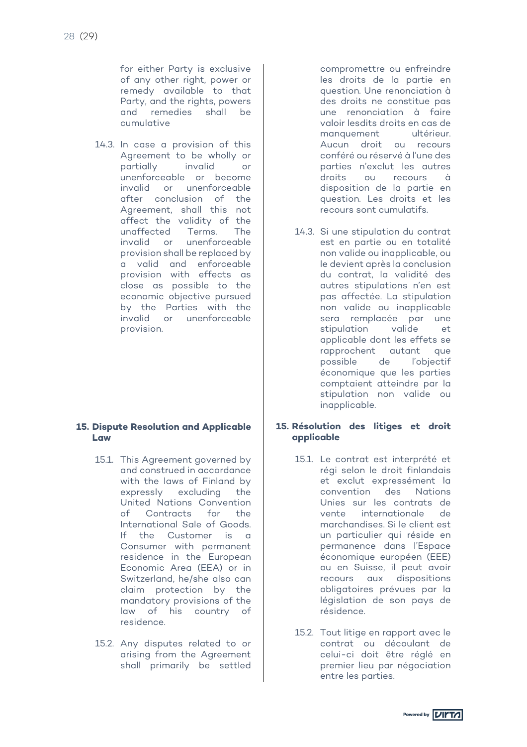for either Party is exclusive of any other right, power or remedy available to that Party, and the rights, powers and remedies shall be cumulative

14.3. In case a provision of this Agreement to be wholly or partially invalid or unenforceable or become invalid or unenforceable after conclusion of the Agreement, shall this not affect the validity of the unaffected Terms. The invalid or unenforceable provision shall be replaced by a valid and enforceable provision with effects as close as possible to the economic objective pursued by the Parties with the invalid or unenforceable provision.

## 15. Dispute Resolution and Applicable Law

15.1. This Agreement governed by and construed in accordance with the laws of Finland by expressly excluding the United Nations Convention of Contracts for the International Sale of Goods. If the Customer is a Consumer with permanent residence in the European Economic Area (EEA) or in Switzerland, he/she also can claim protection by the mandatory provisions of the law of his country of residence.

15.2. Any disputes related to or arising from the Agreement shall primarily be settled

compromettre ou enfreindre les droits de la partie en question. Une renonciation à des droits ne constitue pas une renonciation à faire valoir lesdits droits en cas de manquement ultérieur. Aucun droit ou recours conféré ou réservé à l'une des parties n'exclut les autres droits ou recours à disposition de la partie en question. Les droits et les recours sont cumulatifs.

14.3. Si une stipulation du contrat est en partie ou en totalité non valide ou inapplicable, ou le devient après la conclusion du contrat, la validité des autres stipulations n'en est pas affectée. La stipulation non valide ou inapplicable sera remplacée par une stipulation valide et applicable dont les effets se rapprochent autant que possible de l'objectif économique que les parties comptaient atteindre par la stipulation non valide ou inapplicable.

## 15. Résolution des litiges et droit applicable

15.1. Le contrat est interprété et régi selon le droit finlandais et exclut expressément la convention des Nations Unies sur les contrats de vente internationale de marchandises. Si le client est un particulier qui réside en permanence dans l'Espace économique européen (EEE) ou en Suisse, il peut avoir recours aux dispositions obligatoires prévues par la législation de son pays de résidence.

15.2. Tout litige en rapport avec le contrat ou découlant de celui-ci doit être réglé en premier lieu par négociation entre les parties.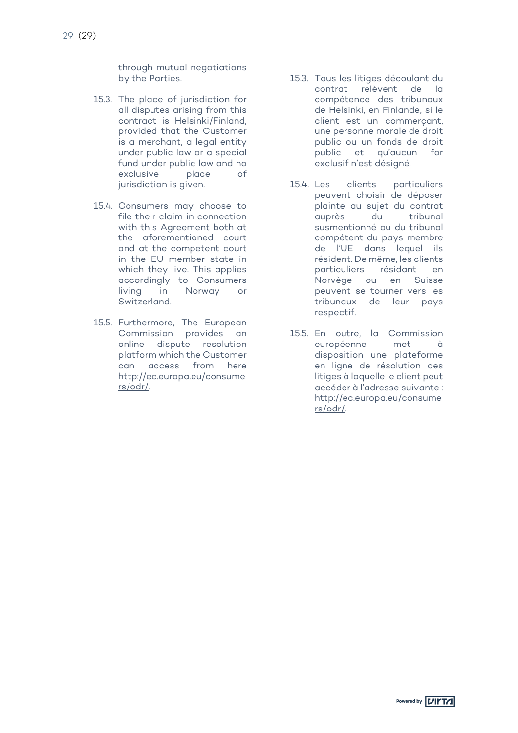through mutual negotiations by the Parties.

15.3. The place of jurisdiction for all disputes arising from this contract is Helsinki/Finland, provided that the Customer is a merchant, a legal entity under public law or a special fund under public law and no exclusive place of jurisdiction is given.

15.4. Consumers may choose to file their claim in connection with this Agreement both at the aforementioned court and at the competent court in the EU member state in which they live. This applies accordingly to Consumers living in Norway or Switzerland.

15.5. Furthermore, The European Commission provides an online dispute resolution platform which the Customer can access from here http://ec.europa.eu/consumers/odr/.

15.3. Tous les litiges découlant du contrat relèvent de la compétence des tribunaux de Helsinki, en Finlande, si le client est un commerçant, une personne morale de droit public ou un fonds de droit public et qu'aucun for exclusif n'est désigné.

15.4. Les clients particuliers peuvent choisir de déposer plainte au sujet du contrat auprès du tribunal susmentionné ou du tribunal compétent du pays membre de l'UE dans lequel ils résident. De même, les clients particuliers résidant en Norvège ou en Suisse peuvent se tourner vers les tribunaux de leur pays respectif.

15.5. En outre, la Commission européenne met à disposition une plateforme en ligne de résolution des litiges à laquelle le client peut accéder à l'adresse suivante : http://ec.europa.eu/consumers/odr/.